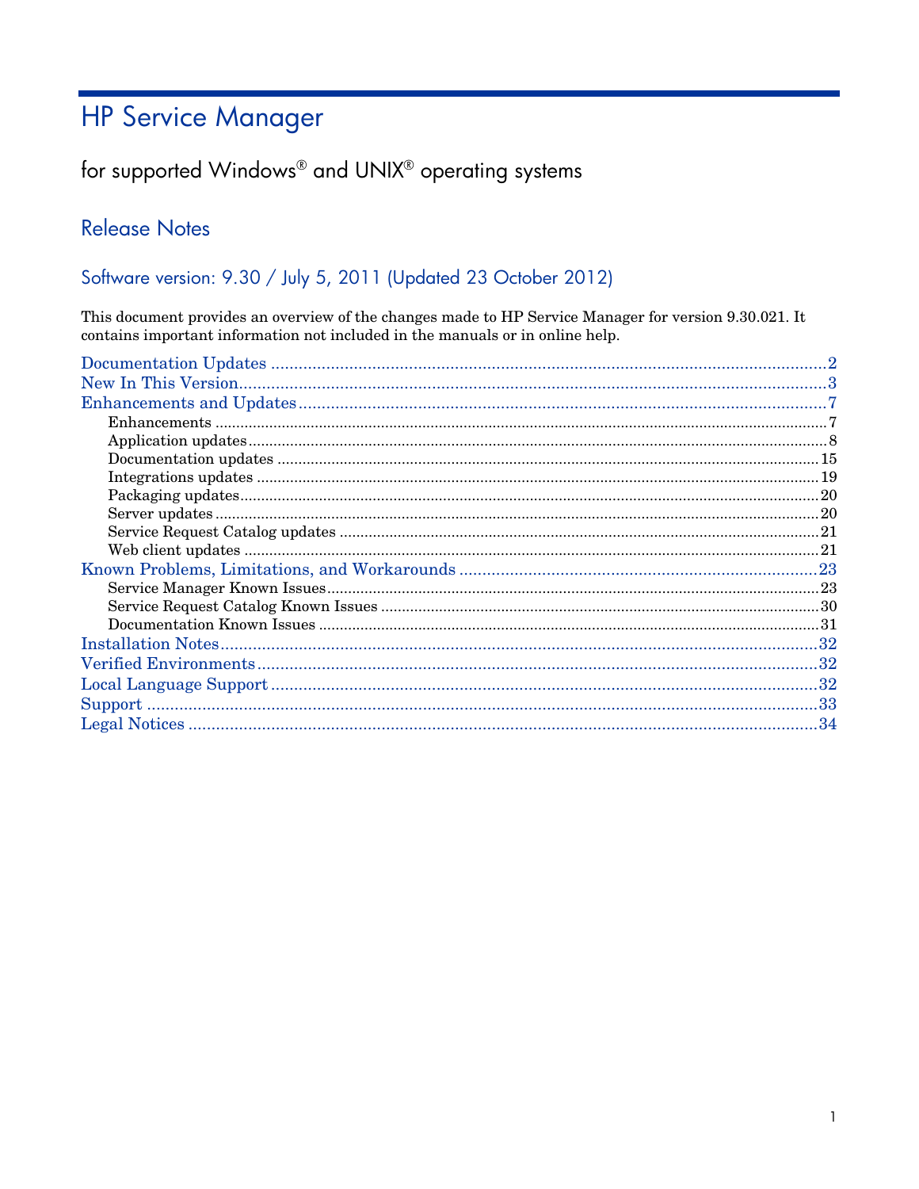# HP Service Manager

## for supported Windows® and UNIX® operating systems

## Release Notes

### Software version: 9.30 / July 5, 2011 (Updated 23 October 2012)

This document provides an overview of the changes made to HP Service Manager for version 9.30.021. It contains important information not included in the manuals or in online help.

- Documentation Updates ........................................ 2
- New In This Version ........................................ 3
- Enhancements and Updates ........................................ 7
  - Enhancements ........................................ 7
  - Application updates ........................................ 8
  - Documentation updates ........................................ 15
  - Integrations updates ........................................ 19
  - Packaging updates ........................................ 20
  - Server updates ........................................ 20
  - Service Request Catalog updates ........................................ 21
  - Web client updates ........................................ 21
- Known Problems, Limitations, and Workarounds ........................................ 23
  - Service Manager Known Issues ........................................ 23
  - Service Request Catalog Known Issues ........................................ 30
  - Documentation Known Issues ........................................ 31
- Installation Notes ........................................ 32
- Verified Environments ........................................ 32
- Local Language Support ........................................ 32
- Support ........................................ 33
- Legal Notices ........................................ 34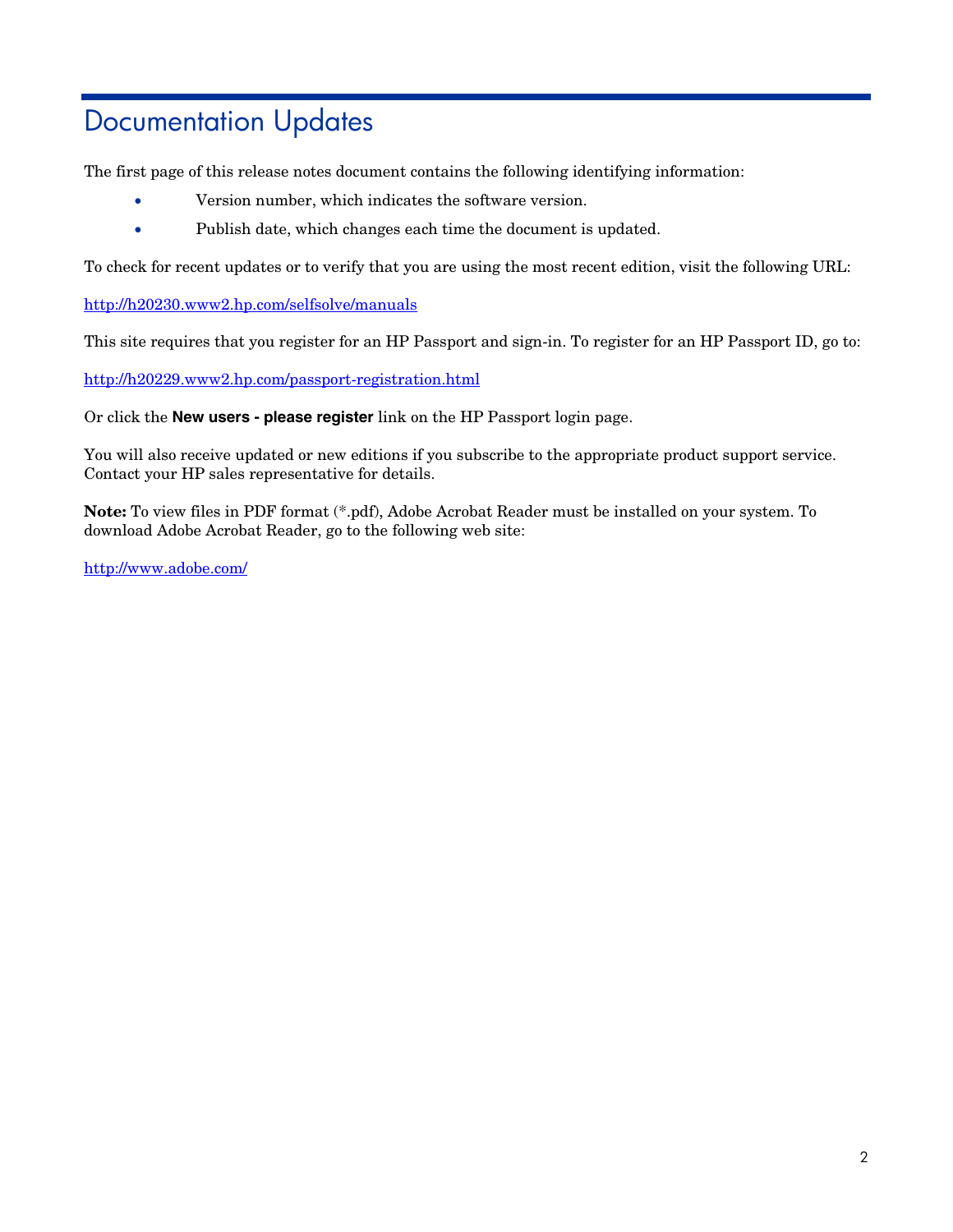# Documentation Updates

The first page of this release notes document contains the following identifying information:

- Version number, which indicates the software version.
- Publish date, which changes each time the document is updated.

To check for recent updates or to verify that you are using the most recent edition, visit the following URL:

http://h20230.www2.hp.com/selfsolve/manuals

This site requires that you register for an HP Passport and sign-in. To register for an HP Passport ID, go to:

http://h20229.www2.hp.com/passport-registration.html

Or click the **New users - please register** link on the HP Passport login page.

You will also receive updated or new editions if you subscribe to the appropriate product support service. Contact your HP sales representative for details.

**Note:** To view files in PDF format (*.pdf), Adobe Acrobat Reader must be installed on your system. To download Adobe Acrobat Reader, go to the following web site:

http://www.adobe.com/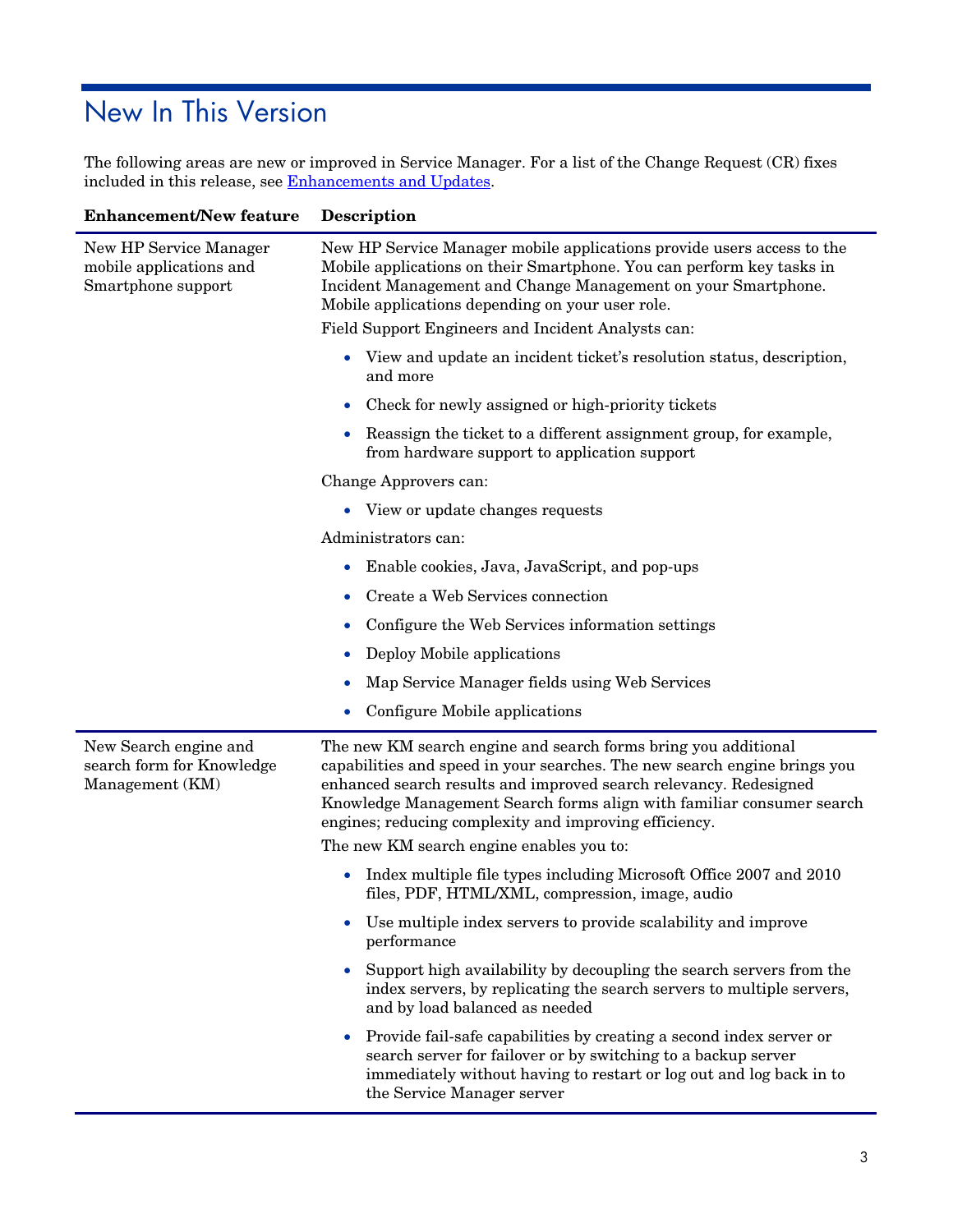# New In This Version

The following areas are new or improved in Service Manager. For a list of the Change Request (CR) fixes included in this release, see Enhancements and Updates.

| Enhancement/New feature | Description |
|---|---|
| New HP Service Manager mobile applications and Smartphone support | New HP Service Manager mobile applications provide users access to the Mobile applications on their Smartphone. You can perform key tasks in Incident Management and Change Management on your Smartphone. Mobile applications depending on your user role.<br>Field Support Engineers and Incident Analysts can:<br>• View and update an incident ticket's resolution status, description, and more<br>• Check for newly assigned or high-priority tickets<br>• Reassign the ticket to a different assignment group, for example, from hardware support to application support<br>Change Approvers can:<br>• View or update changes requests<br>Administrators can:<br>• Enable cookies, Java, JavaScript, and pop-ups<br>• Create a Web Services connection<br>• Configure the Web Services information settings<br>• Deploy Mobile applications<br>• Map Service Manager fields using Web Services<br>• Configure Mobile applications |
| New Search engine and search form for Knowledge Management (KM) | The new KM search engine and search forms bring you additional capabilities and speed in your searches. The new search engine brings you enhanced search results and improved search relevancy. Redesigned Knowledge Management Search forms align with familiar consumer search engines; reducing complexity and improving efficiency.<br>The new KM search engine enables you to:<br>• Index multiple file types including Microsoft Office 2007 and 2010 files, PDF, HTML/XML, compression, image, audio<br>• Use multiple index servers to provide scalability and improve performance<br>• Support high availability by decoupling the search servers from the index servers, by replicating the search servers to multiple servers, and by load balanced as needed<br>• Provide fail-safe capabilities by creating a second index server or search server for failover or by switching to a backup server immediately without having to restart or log out and log back in to the Service Manager server |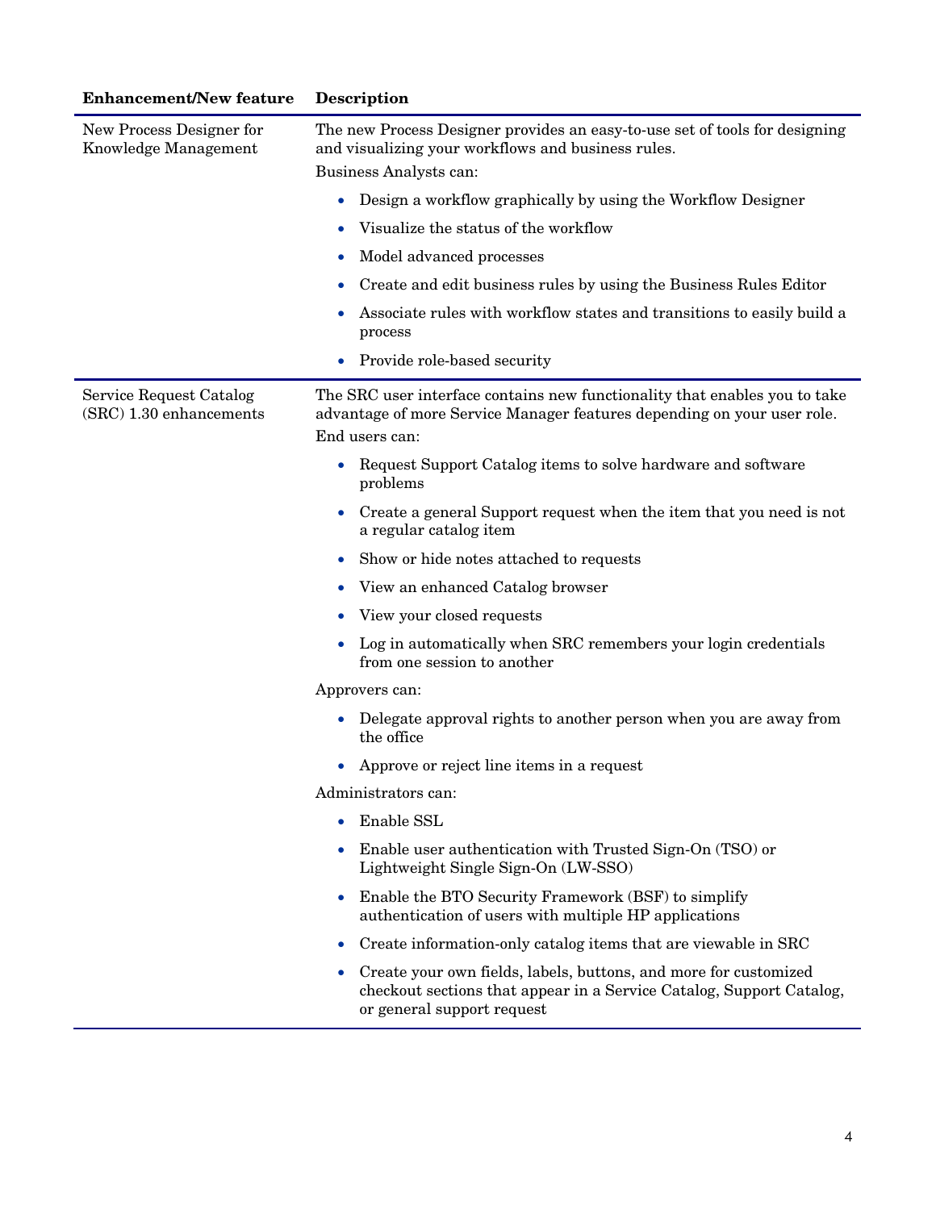| Enhancement/New feature | Description |
|---|---|
| New Process Designer for Knowledge Management | The new Process Designer provides an easy-to-use set of tools for designing and visualizing your workflows and business rules.<br>Business Analysts can:<br>• Design a workflow graphically by using the Workflow Designer<br>• Visualize the status of the workflow<br>• Model advanced processes<br>• Create and edit business rules by using the Business Rules Editor<br>• Associate rules with workflow states and transitions to easily build a process<br>• Provide role-based security |
| Service Request Catalog (SRC) 1.30 enhancements | The SRC user interface contains new functionality that enables you to take advantage of more Service Manager features depending on your user role.<br>End users can:<br>• Request Support Catalog items to solve hardware and software problems<br>• Create a general Support request when the item that you need is not a regular catalog item<br>• Show or hide notes attached to requests<br>• View an enhanced Catalog browser<br>• View your closed requests<br>• Log in automatically when SRC remembers your login credentials from one session to another<br>Approvers can:<br>• Delegate approval rights to another person when you are away from the office<br>• Approve or reject line items in a request<br>Administrators can:<br>• Enable SSL<br>• Enable user authentication with Trusted Sign-On (TSO) or Lightweight Single Sign-On (LW-SSO)<br>• Enable the BTO Security Framework (BSF) to simplify authentication of users with multiple HP applications<br>• Create information-only catalog items that are viewable in SRC<br>• Create your own fields, labels, buttons, and more for customized checkout sections that appear in a Service Catalog, Support Catalog, or general support request |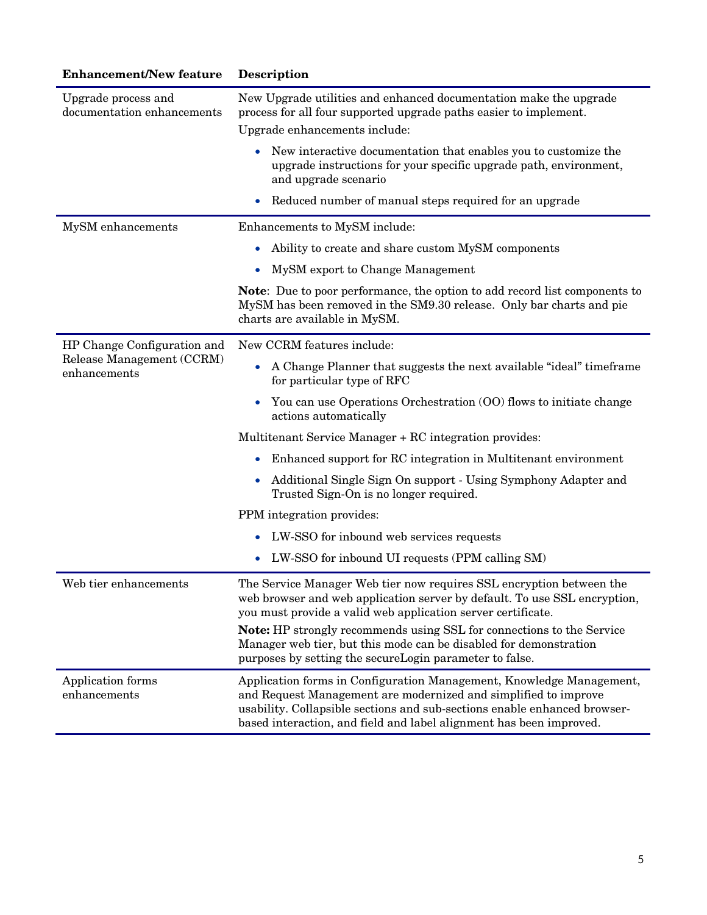| Enhancement/New feature | Description |
|---|---|
| Upgrade process and documentation enhancements | New Upgrade utilities and enhanced documentation make the upgrade process for all four supported upgrade paths easier to implement.<br>Upgrade enhancements include:<br>• New interactive documentation that enables you to customize the upgrade instructions for your specific upgrade path, environment, and upgrade scenario<br>• Reduced number of manual steps required for an upgrade |
| MySM enhancements | Enhancements to MySM include:<br>• Ability to create and share custom MySM components<br>• MySM export to Change Management<br>**Note**: Due to poor performance, the option to add record list components to MySM has been removed in the SM9.30 release. Only bar charts and pie charts are available in MySM. |
| HP Change Configuration and Release Management (CCRM) enhancements | New CCRM features include:<br>• A Change Planner that suggests the next available "ideal" timeframe for particular type of RFC<br>• You can use Operations Orchestration (OO) flows to initiate change actions automatically<br>Multitenant Service Manager + RC integration provides:<br>• Enhanced support for RC integration in Multitenant environment<br>• Additional Single Sign On support - Using Symphony Adapter and Trusted Sign-On is no longer required.<br>PPM integration provides:<br>• LW-SSO for inbound web services requests<br>• LW-SSO for inbound UI requests (PPM calling SM) |
| Web tier enhancements | The Service Manager Web tier now requires SSL encryption between the web browser and web application server by default. To use SSL encryption, you must provide a valid web application server certificate.<br>**Note:** HP strongly recommends using SSL for connections to the Service Manager web tier, but this mode can be disabled for demonstration purposes by setting the secureLogin parameter to false. |
| Application forms enhancements | Application forms in Configuration Management, Knowledge Management, and Request Management are modernized and simplified to improve usability. Collapsible sections and sub-sections enable enhanced browser-based interaction, and field and label alignment has been improved. |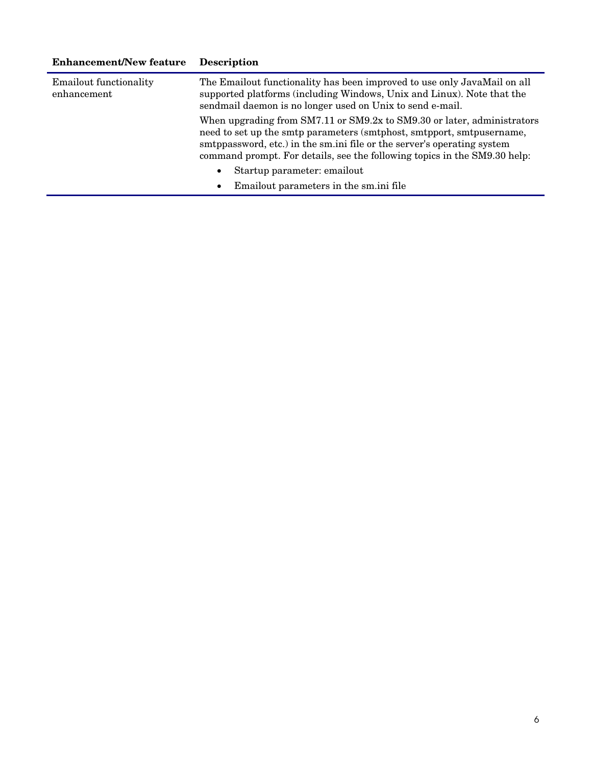| Enhancement/New feature | Description |
| --- | --- |
| Emailout functionality enhancement | The Emailout functionality has been improved to use only JavaMail on all supported platforms (including Windows, Unix and Linux). Note that the sendmail daemon is no longer used on Unix to send e-mail.<br><br>When upgrading from SM7.11 or SM9.2x to SM9.30 or later, administrators need to set up the smtp parameters (smtphost, smtpport, smtpusername, smtppassword, etc.) in the sm.ini file or the server's operating system command prompt. For details, see the following topics in the SM9.30 help:<br><br>• Startup parameter: emailout<br>• Emailout parameters in the sm.ini file |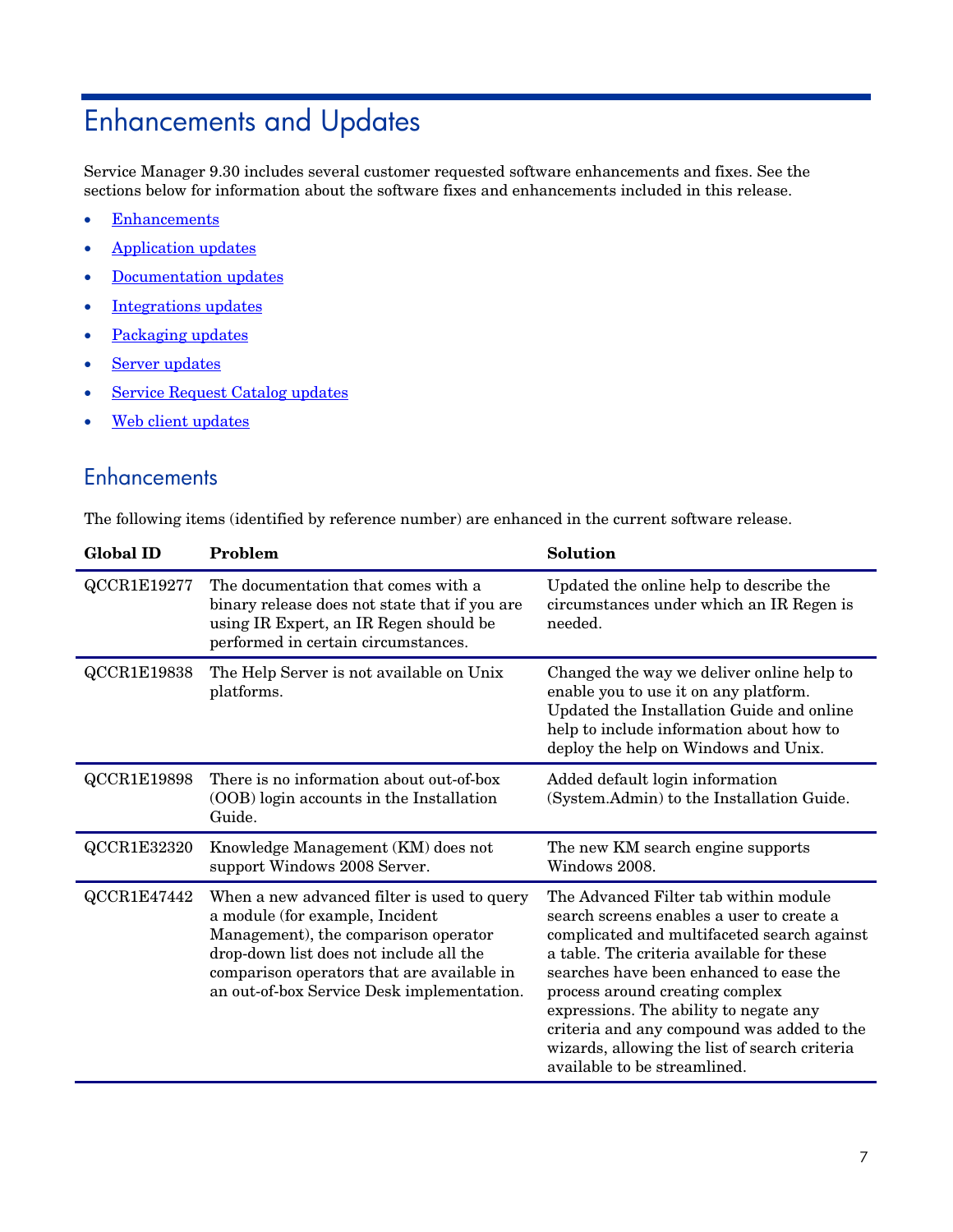# Enhancements and Updates

Service Manager 9.30 includes several customer requested software enhancements and fixes. See the sections below for information about the software fixes and enhancements included in this release.

- Enhancements
- Application updates
- Documentation updates
- Integrations updates
- Packaging updates
- Server updates
- Service Request Catalog updates
- Web client updates

## Enhancements

The following items (identified by reference number) are enhanced in the current software release.

| Global ID | Problem | Solution |
|---|---|---|
| QCCR1E19277 | The documentation that comes with a binary release does not state that if you are using IR Expert, an IR Regen should be performed in certain circumstances. | Updated the online help to describe the circumstances under which an IR Regen is needed. |
| QCCR1E19838 | The Help Server is not available on Unix platforms. | Changed the way we deliver online help to enable you to use it on any platform. Updated the Installation Guide and online help to include information about how to deploy the help on Windows and Unix. |
| QCCR1E19898 | There is no information about out-of-box (OOB) login accounts in the Installation Guide. | Added default login information (System.Admin) to the Installation Guide. |
| QCCR1E32320 | Knowledge Management (KM) does not support Windows 2008 Server. | The new KM search engine supports Windows 2008. |
| QCCR1E47442 | When a new advanced filter is used to query a module (for example, Incident Management), the comparison operator drop-down list does not include all the comparison operators that are available in an out-of-box Service Desk implementation. | The Advanced Filter tab within module search screens enables a user to create a complicated and multifaceted search against a table. The criteria available for these searches have been enhanced to ease the process around creating complex expressions. The ability to negate any criteria and any compound was added to the wizards, allowing the list of search criteria available to be streamlined. |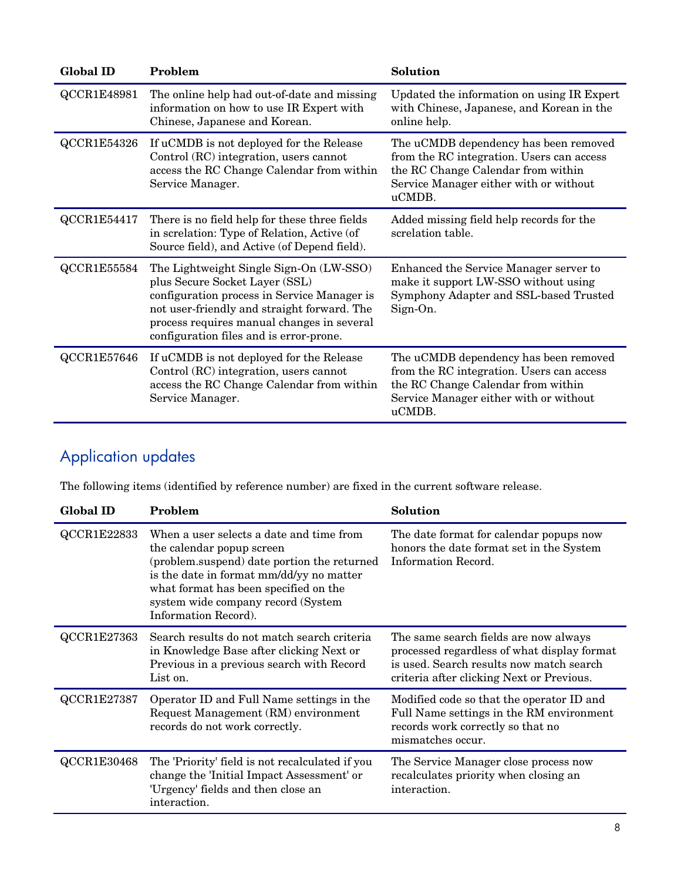| Global ID | Problem | Solution |
|---|---|---|
| QCCR1E48981 | The online help had out-of-date and missing information on how to use IR Expert with Chinese, Japanese and Korean. | Updated the information on using IR Expert with Chinese, Japanese, and Korean in the online help. |
| QCCR1E54326 | If uCMDB is not deployed for the Release Control (RC) integration, users cannot access the RC Change Calendar from within Service Manager. | The uCMDB dependency has been removed from the RC integration. Users can access the RC Change Calendar from within Service Manager either with or without uCMDB. |
| QCCR1E54417 | There is no field help for these three fields in screlation: Type of Relation, Active (of Source field), and Active (of Depend field). | Added missing field help records for the screlation table. |
| QCCR1E55584 | The Lightweight Single Sign-On (LW-SSO) plus Secure Socket Layer (SSL) configuration process in Service Manager is not user-friendly and straight forward. The process requires manual changes in several configuration files and is error-prone. | Enhanced the Service Manager server to make it support LW-SSO without using Symphony Adapter and SSL-based Trusted Sign-On. |
| QCCR1E57646 | If uCMDB is not deployed for the Release Control (RC) integration, users cannot access the RC Change Calendar from within Service Manager. | The uCMDB dependency has been removed from the RC integration. Users can access the RC Change Calendar from within Service Manager either with or without uCMDB. |

## Application updates

The following items (identified by reference number) are fixed in the current software release.

| Global ID | Problem | Solution |
|---|---|---|
| QCCR1E22833 | When a user selects a date and time from the calendar popup screen (problem.suspend) date portion the returned is the date in format mm/dd/yy no matter what format has been specified on the system wide company record (System Information Record). | The date format for calendar popups now honors the date format set in the System Information Record. |
| QCCR1E27363 | Search results do not match search criteria in Knowledge Base after clicking Next or Previous in a previous search with Record List on. | The same search fields are now always processed regardless of what display format is used. Search results now match search criteria after clicking Next or Previous. |
| QCCR1E27387 | Operator ID and Full Name settings in the Request Management (RM) environment records do not work correctly. | Modified code so that the operator ID and Full Name settings in the RM environment records work correctly so that no mismatches occur. |
| QCCR1E30468 | The 'Priority' field is not recalculated if you change the 'Initial Impact Assessment' or 'Urgency' fields and then close an interaction. | The Service Manager close process now recalculates priority when closing an interaction. |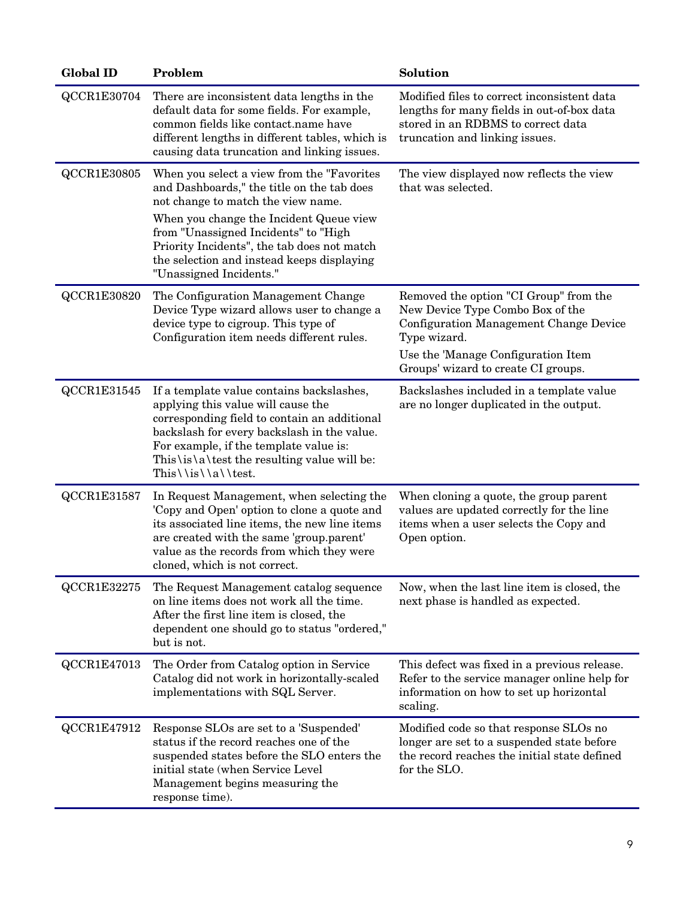| Global ID | Problem | Solution |
|---|---|---|
| QCCR1E30704 | There are inconsistent data lengths in the default data for some fields. For example, common fields like contact.name have different lengths in different tables, which is causing data truncation and linking issues. | Modified files to correct inconsistent data lengths for many fields in out-of-box data stored in an RDBMS to correct data truncation and linking issues. |
| QCCR1E30805 | When you select a view from the "Favorites and Dashboards," the title on the tab does not change to match the view name.<br><br>When you change the Incident Queue view from "Unassigned Incidents" to "High Priority Incidents", the tab does not match the selection and instead keeps displaying "Unassigned Incidents." | The view displayed now reflects the view that was selected. |
| QCCR1E30820 | The Configuration Management Change Device Type wizard allows user to change a device type to cigroup. This type of Configuration item needs different rules. | Removed the option "CI Group" from the New Device Type Combo Box of the Configuration Management Change Device Type wizard.<br><br>Use the 'Manage Configuration Item Groups' wizard to create CI groups. |
| QCCR1E31545 | If a template value contains backslashes, applying this value will cause the corresponding field to contain an additional backslash for every backslash in the value. For example, if the template value is: This\is\a\test the resulting value will be: This\\is\\a\\test. | Backslashes included in a template value are no longer duplicated in the output. |
| QCCR1E31587 | In Request Management, when selecting the 'Copy and Open' option to clone a quote and its associated line items, the new line items are created with the same 'group.parent' value as the records from which they were cloned, which is not correct. | When cloning a quote, the group parent values are updated correctly for the line items when a user selects the Copy and Open option. |
| QCCR1E32275 | The Request Management catalog sequence on line items does not work all the time. After the first line item is closed, the dependent one should go to status "ordered," but is not. | Now, when the last line item is closed, the next phase is handled as expected. |
| QCCR1E47013 | The Order from Catalog option in Service Catalog did not work in horizontally-scaled implementations with SQL Server. | This defect was fixed in a previous release. Refer to the service manager online help for information on how to set up horizontal scaling. |
| QCCR1E47912 | Response SLOs are set to a 'Suspended' status if the record reaches one of the suspended states before the SLO enters the initial state (when Service Level Management begins measuring the response time). | Modified code so that response SLOs no longer are set to a suspended state before the record reaches the initial state defined for the SLO. |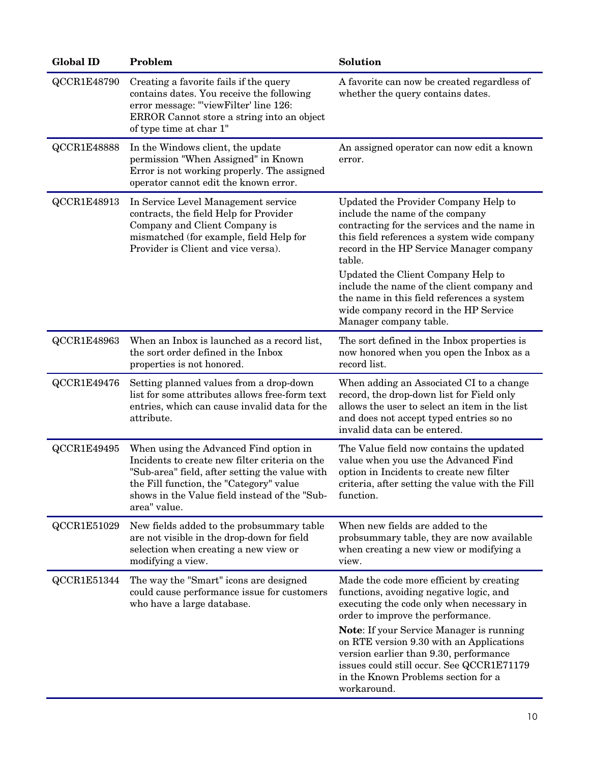| Global ID | Problem | Solution |
| --- | --- | --- |
| QCCR1E48790 | Creating a favorite fails if the query contains dates. You receive the following error message: "'viewFilter' line 126: ERROR Cannot store a string into an object of type time at char 1" | A favorite can now be created regardless of whether the query contains dates. |
| QCCR1E48888 | In the Windows client, the update permission "When Assigned" in Known Error is not working properly. The assigned operator cannot edit the known error. | An assigned operator can now edit a known error. |
| QCCR1E48913 | In Service Level Management service contracts, the field Help for Provider Company and Client Company is mismatched (for example, field Help for Provider is Client and vice versa). | Updated the Provider Company Help to include the name of the company contracting for the services and the name in this field references a system wide company record in the HP Service Manager company table.<br><br>Updated the Client Company Help to include the name of the client company and the name in this field references a system wide company record in the HP Service Manager company table. |
| QCCR1E48963 | When an Inbox is launched as a record list, the sort order defined in the Inbox properties is not honored. | The sort defined in the Inbox properties is now honored when you open the Inbox as a record list. |
| QCCR1E49476 | Setting planned values from a drop-down list for some attributes allows free-form text entries, which can cause invalid data for the attribute. | When adding an Associated CI to a change record, the drop-down list for Field only allows the user to select an item in the list and does not accept typed entries so no invalid data can be entered. |
| QCCR1E49495 | When using the Advanced Find option in Incidents to create new filter criteria on the "Sub-area" field, after setting the value with the Fill function, the "Category" value shows in the Value field instead of the "Sub-area" value. | The Value field now contains the updated value when you use the Advanced Find option in Incidents to create new filter criteria, after setting the value with the Fill function. |
| QCCR1E51029 | New fields added to the probsummary table are not visible in the drop-down for field selection when creating a new view or modifying a view. | When new fields are added to the probsummary table, they are now available when creating a new view or modifying a view. |
| QCCR1E51344 | The way the "Smart" icons are designed could cause performance issue for customers who have a large database. | Made the code more efficient by creating functions, avoiding negative logic, and executing the code only when necessary in order to improve the performance.<br><br>**Note**: If your Service Manager is running on RTE version 9.30 with an Applications version earlier than 9.30, performance issues could still occur. See QCCR1E71179 in the Known Problems section for a workaround. |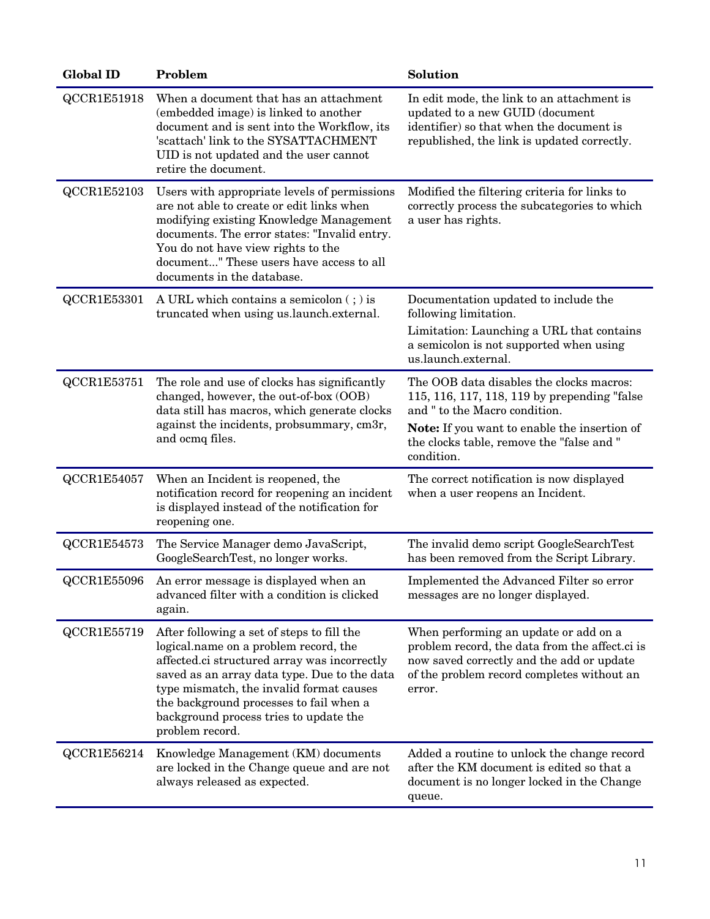| Global ID | Problem | Solution |
| --- | --- | --- |
| QCCR1E51918 | When a document that has an attachment (embedded image) is linked to another document and is sent into the Workflow, its 'scattach' link to the SYSATTACHMENT UID is not updated and the user cannot retire the document. | In edit mode, the link to an attachment is updated to a new GUID (document identifier) so that when the document is republished, the link is updated correctly. |
| QCCR1E52103 | Users with appropriate levels of permissions are not able to create or edit links when modifying existing Knowledge Management documents. The error states: "Invalid entry. You do not have view rights to the document..." These users have access to all documents in the database. | Modified the filtering criteria for links to correctly process the subcategories to which a user has rights. |
| QCCR1E53301 | A URL which contains a semicolon ( ; ) is truncated when using us.launch.external. | Documentation updated to include the following limitation.<br>Limitation: Launching a URL that contains a semicolon is not supported when using us.launch.external. |
| QCCR1E53751 | The role and use of clocks has significantly changed, however, the out-of-box (OOB) data still has macros, which generate clocks against the incidents, probsummary, cm3r, and ocmq files. | The OOB data disables the clocks macros: 115, 116, 117, 118, 119 by prepending "false and " to the Macro condition.<br>**Note:** If you want to enable the insertion of the clocks table, remove the "false and " condition. |
| QCCR1E54057 | When an Incident is reopened, the notification record for reopening an incident is displayed instead of the notification for reopening one. | The correct notification is now displayed when a user reopens an Incident. |
| QCCR1E54573 | The Service Manager demo JavaScript, GoogleSearchTest, no longer works. | The invalid demo script GoogleSearchTest has been removed from the Script Library. |
| QCCR1E55096 | An error message is displayed when an advanced filter with a condition is clicked again. | Implemented the Advanced Filter so error messages are no longer displayed. |
| QCCR1E55719 | After following a set of steps to fill the logical.name on a problem record, the affected.ci structured array was incorrectly saved as an array data type. Due to the data type mismatch, the invalid format causes the background processes to fail when a background process tries to update the problem record. | When performing an update or add on a problem record, the data from the affect.ci is now saved correctly and the add or update of the problem record completes without an error. |
| QCCR1E56214 | Knowledge Management (KM) documents are locked in the Change queue and are not always released as expected. | Added a routine to unlock the change record after the KM document is edited so that a document is no longer locked in the Change queue. |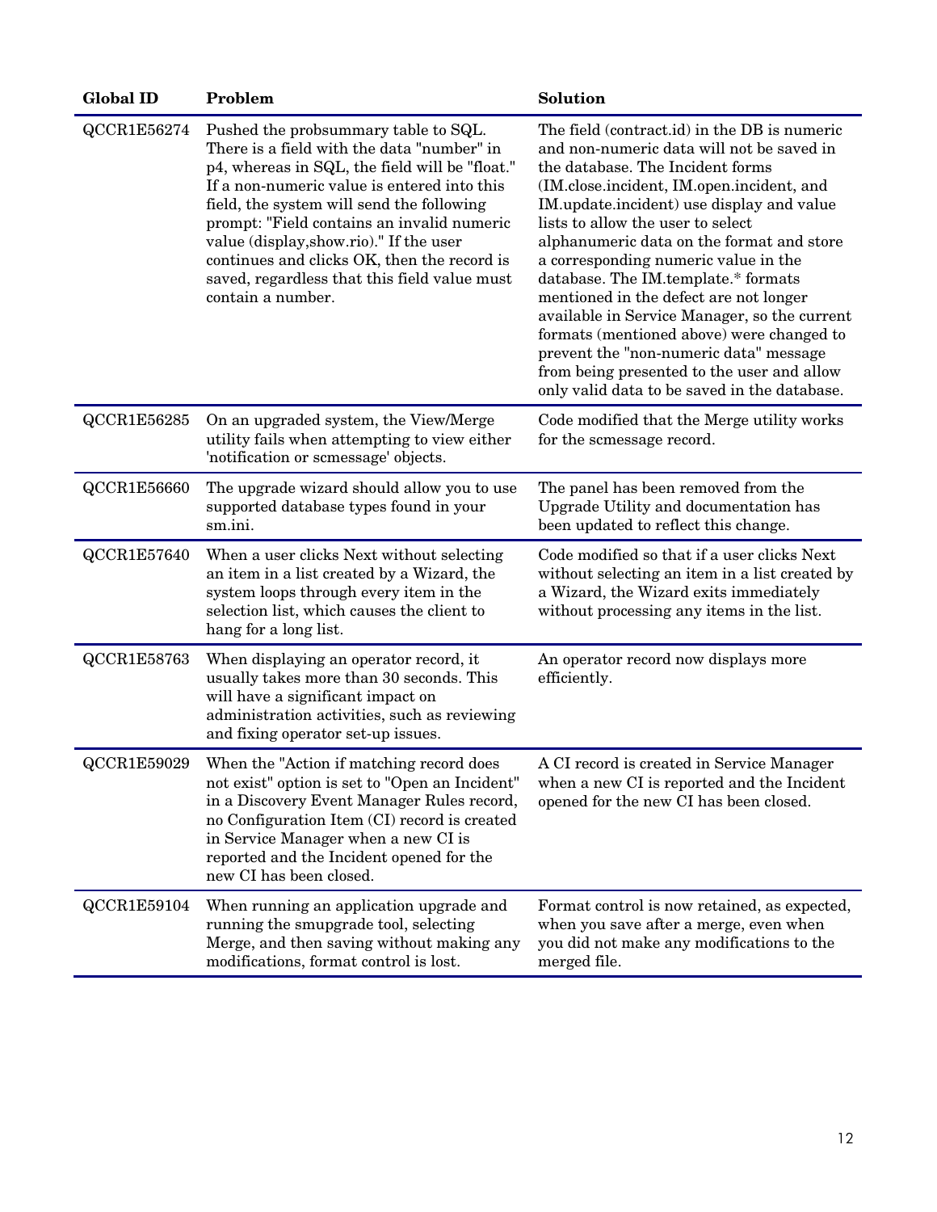| Global ID | Problem | Solution |
|---|---|---|
| QCCR1E56274 | Pushed the probsummary table to SQL. There is a field with the data "number" in p4, whereas in SQL, the field will be "float." If a non-numeric value is entered into this field, the system will send the following prompt: "Field contains an invalid numeric value (display,show.rio)." If the user continues and clicks OK, then the record is saved, regardless that this field value must contain a number. | The field (contract.id) in the DB is numeric and non-numeric data will not be saved in the database. The Incident forms (IM.close.incident, IM.open.incident, and IM.update.incident) use display and value lists to allow the user to select alphanumeric data on the format and store a corresponding numeric value in the database. The IM.template.* formats mentioned in the defect are not longer available in Service Manager, so the current formats (mentioned above) were changed to prevent the "non-numeric data" message from being presented to the user and allow only valid data to be saved in the database. |
| QCCR1E56285 | On an upgraded system, the View/Merge utility fails when attempting to view either 'notification or scmessage' objects. | Code modified that the Merge utility works for the scmessage record. |
| QCCR1E56660 | The upgrade wizard should allow you to use supported database types found in your sm.ini. | The panel has been removed from the Upgrade Utility and documentation has been updated to reflect this change. |
| QCCR1E57640 | When a user clicks Next without selecting an item in a list created by a Wizard, the system loops through every item in the selection list, which causes the client to hang for a long list. | Code modified so that if a user clicks Next without selecting an item in a list created by a Wizard, the Wizard exits immediately without processing any items in the list. |
| QCCR1E58763 | When displaying an operator record, it usually takes more than 30 seconds. This will have a significant impact on administration activities, such as reviewing and fixing operator set-up issues. | An operator record now displays more efficiently. |
| QCCR1E59029 | When the "Action if matching record does not exist" option is set to "Open an Incident" in a Discovery Event Manager Rules record, no Configuration Item (CI) record is created in Service Manager when a new CI is reported and the Incident opened for the new CI has been closed. | A CI record is created in Service Manager when a new CI is reported and the Incident opened for the new CI has been closed. |
| QCCR1E59104 | When running an application upgrade and running the smupgrade tool, selecting Merge, and then saving without making any modifications, format control is lost. | Format control is now retained, as expected, when you save after a merge, even when you did not make any modifications to the merged file. |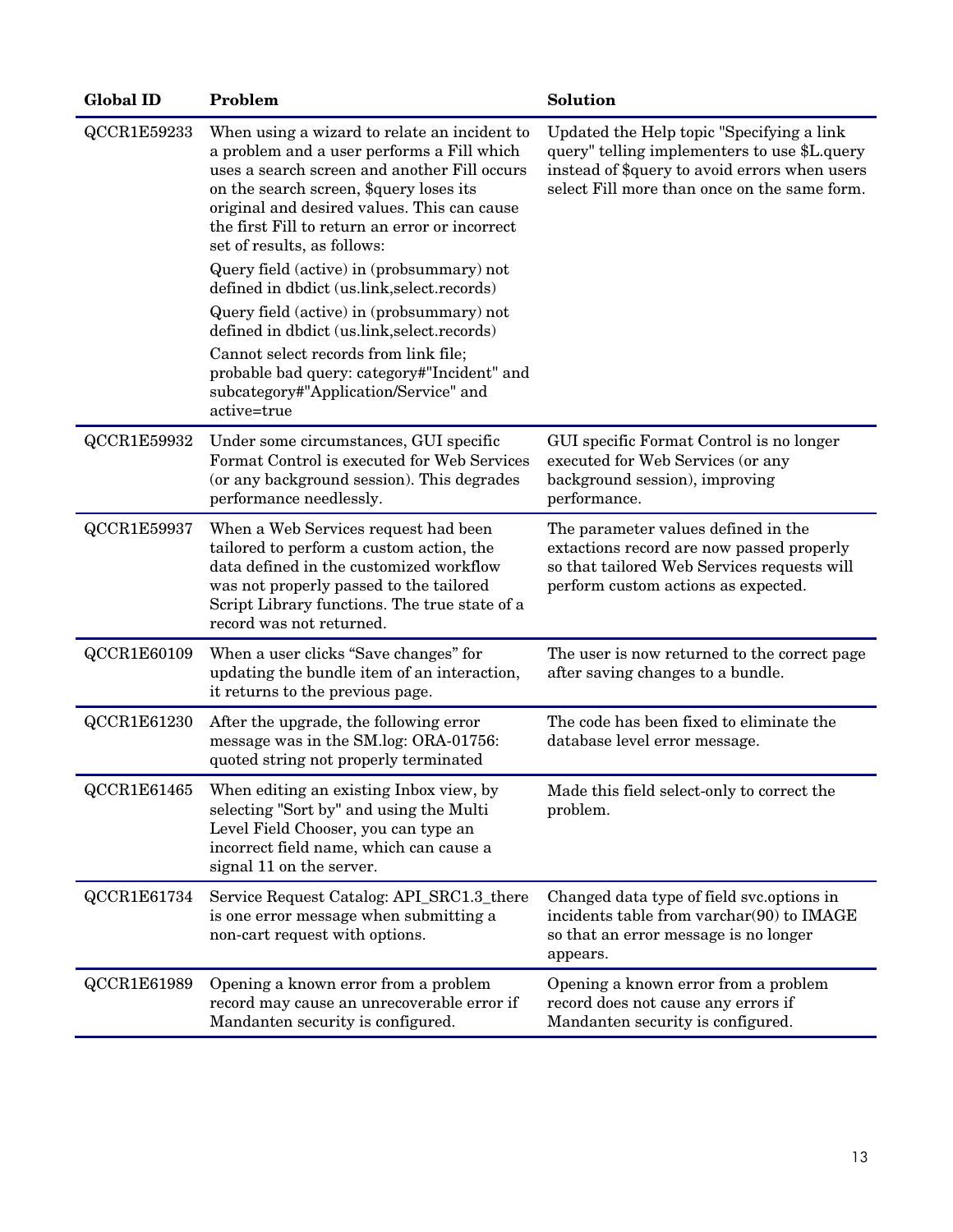| Global ID | Problem | Solution |
|---|---|---|
| QCCR1E59233 | When using a wizard to relate an incident to a problem and a user performs a Fill which uses a search screen and another Fill occurs on the search screen, $query loses its original and desired values. This can cause the first Fill to return an error or incorrect set of results, as follows:<br>Query field (active) in (probsummary) not defined in dbdict (us.link,select.records)<br>Query field (active) in (probsummary) not defined in dbdict (us.link,select.records)<br>Cannot select records from link file; probable bad query: category#"Incident" and subcategory#"Application/Service" and active=true | Updated the Help topic "Specifying a link query" telling implementers to use $L.query instead of $query to avoid errors when users select Fill more than once on the same form. |
| QCCR1E59932 | Under some circumstances, GUI specific Format Control is executed for Web Services (or any background session). This degrades performance needlessly. | GUI specific Format Control is no longer executed for Web Services (or any background session), improving performance. |
| QCCR1E59937 | When a Web Services request had been tailored to perform a custom action, the data defined in the customized workflow was not properly passed to the tailored Script Library functions. The true state of a record was not returned. | The parameter values defined in the extactions record are now passed properly so that tailored Web Services requests will perform custom actions as expected. |
| QCCR1E60109 | When a user clicks “Save changes” for updating the bundle item of an interaction, it returns to the previous page. | The user is now returned to the correct page after saving changes to a bundle. |
| QCCR1E61230 | After the upgrade, the following error message was in the SM.log: ORA-01756: quoted string not properly terminated | The code has been fixed to eliminate the database level error message. |
| QCCR1E61465 | When editing an existing Inbox view, by selecting "Sort by" and using the Multi Level Field Chooser, you can type an incorrect field name, which can cause a signal 11 on the server. | Made this field select-only to correct the problem. |
| QCCR1E61734 | Service Request Catalog: API_SRC1.3_there is one error message when submitting a non-cart request with options. | Changed data type of field svc.options in incidents table from varchar(90) to IMAGE so that an error message is no longer appears. |
| QCCR1E61989 | Opening a known error from a problem record may cause an unrecoverable error if Mandanten security is configured. | Opening a known error from a problem record does not cause any errors if Mandanten security is configured. |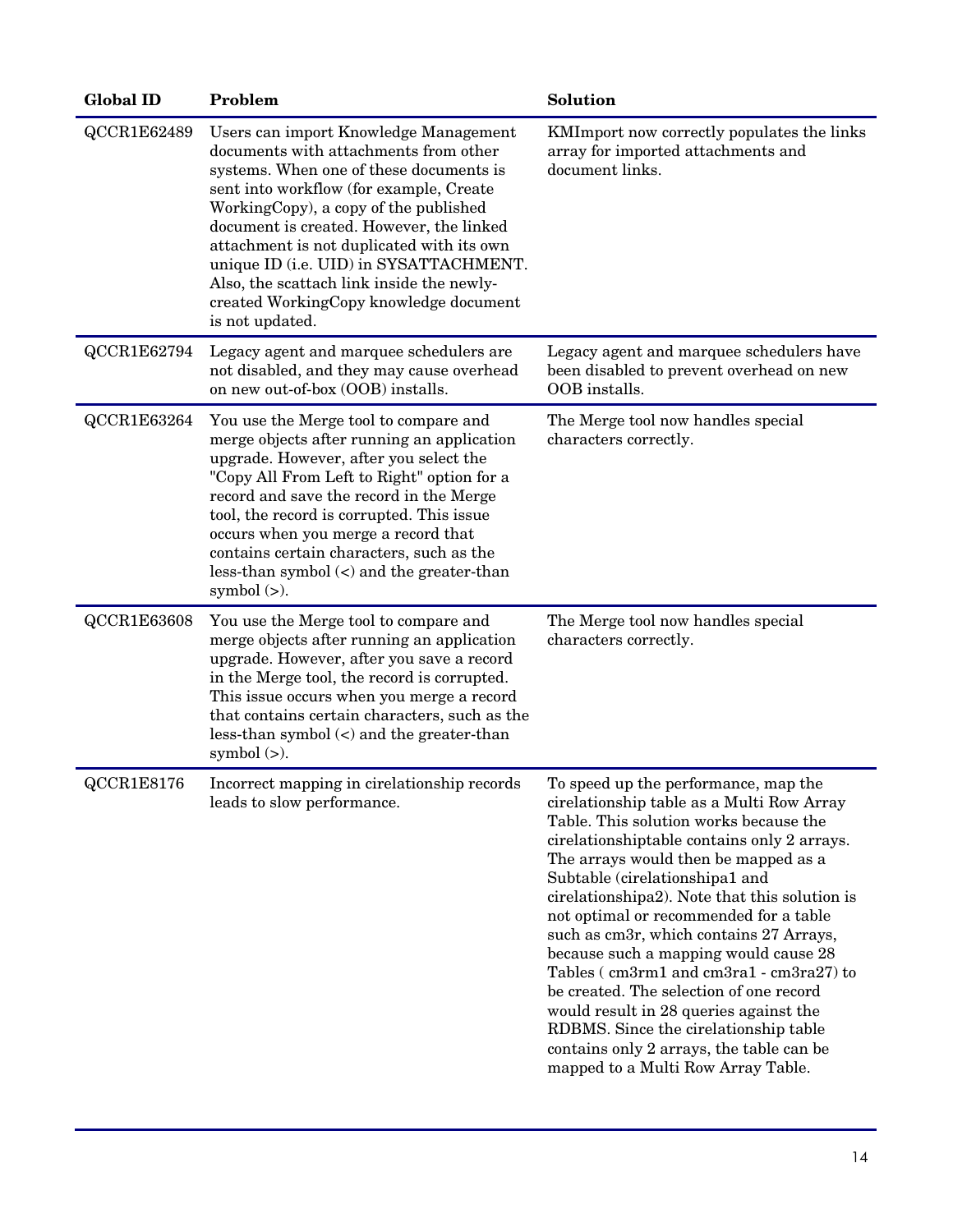| Global ID | Problem | Solution |
| --- | --- | --- |
| QCCR1E62489 | Users can import Knowledge Management documents with attachments from other systems. When one of these documents is sent into workflow (for example, Create WorkingCopy), a copy of the published document is created. However, the linked attachment is not duplicated with its own unique ID (i.e. UID) in SYSATTACHMENT. Also, the scattach link inside the newly-created WorkingCopy knowledge document is not updated. | KMImport now correctly populates the links array for imported attachments and document links. |
| QCCR1E62794 | Legacy agent and marquee schedulers are not disabled, and they may cause overhead on new out-of-box (OOB) installs. | Legacy agent and marquee schedulers have been disabled to prevent overhead on new OOB installs. |
| QCCR1E63264 | You use the Merge tool to compare and merge objects after running an application upgrade. However, after you select the "Copy All From Left to Right" option for a record and save the record in the Merge tool, the record is corrupted. This issue occurs when you merge a record that contains certain characters, such as the less-than symbol (<) and the greater-than symbol (>). | The Merge tool now handles special characters correctly. |
| QCCR1E63608 | You use the Merge tool to compare and merge objects after running an application upgrade. However, after you save a record in the Merge tool, the record is corrupted. This issue occurs when you merge a record that contains certain characters, such as the less-than symbol (<) and the greater-than symbol (>). | The Merge tool now handles special characters correctly. |
| QCCR1E8176 | Incorrect mapping in cirelationship records leads to slow performance. | To speed up the performance, map the cirelationship table as a Multi Row Array Table. This solution works because the cirelationshiptable contains only 2 arrays. The arrays would then be mapped as a Subtable (cirelationshipa1 and cirelationshipa2). Note that this solution is not optimal or recommended for a table such as cm3r, which contains 27 Arrays, because such a mapping would cause 28 Tables ( cm3rm1 and cm3ra1 - cm3ra27) to be created. The selection of one record would result in 28 queries against the RDBMS. Since the cirelationship table contains only 2 arrays, the table can be mapped to a Multi Row Array Table. |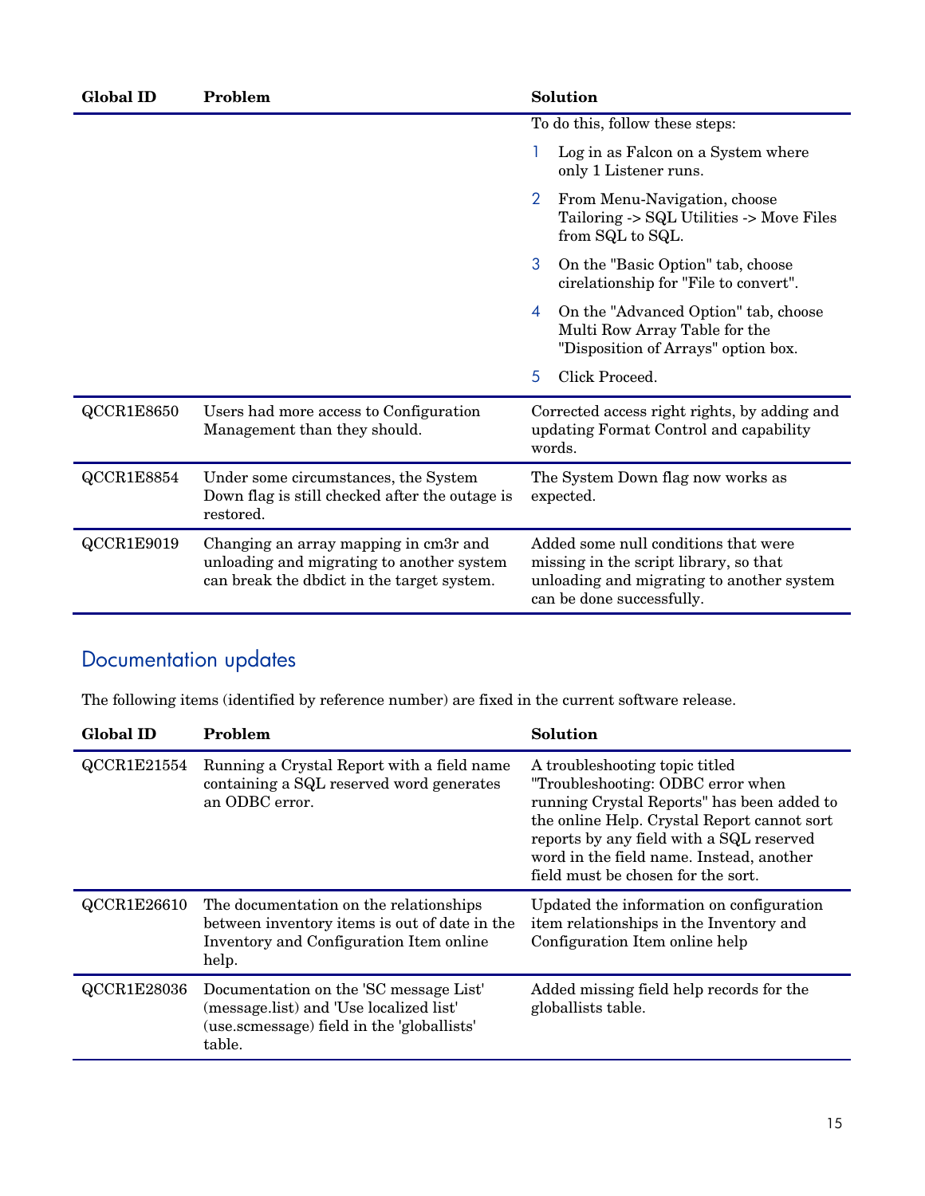| Global ID | Problem | Solution |
|---|---|---|
| | | To do this, follow these steps:<br>1 Log in as Falcon on a System where only 1 Listener runs.<br>2 From Menu-Navigation, choose Tailoring -> SQL Utilities -> Move Files from SQL to SQL.<br>3 On the "Basic Option" tab, choose cirelationship for "File to convert".<br>4 On the "Advanced Option" tab, choose Multi Row Array Table for the "Disposition of Arrays" option box.<br>5 Click Proceed. |
| QCCR1E8650 | Users had more access to Configuration Management than they should. | Corrected access right rights, by adding and updating Format Control and capability words. |
| QCCR1E8854 | Under some circumstances, the System Down flag is still checked after the outage is restored. | The System Down flag now works as expected. |
| QCCR1E9019 | Changing an array mapping in cm3r and unloading and migrating to another system can break the dbdict in the target system. | Added some null conditions that were missing in the script library, so that unloading and migrating to another system can be done successfully. |

## Documentation updates

The following items (identified by reference number) are fixed in the current software release.

| Global ID | Problem | Solution |
|---|---|---|
| QCCR1E21554 | Running a Crystal Report with a field name containing a SQL reserved word generates an ODBC error. | A troubleshooting topic titled "Troubleshooting: ODBC error when running Crystal Reports" has been added to the online Help. Crystal Report cannot sort reports by any field with a SQL reserved word in the field name. Instead, another field must be chosen for the sort. |
| QCCR1E26610 | The documentation on the relationships between inventory items is out of date in the Inventory and Configuration Item online help. | Updated the information on configuration item relationships in the Inventory and Configuration Item online help |
| QCCR1E28036 | Documentation on the 'SC message List' (message.list) and 'Use localized list' (use.scmessage) field in the 'globallists' table. | Added missing field help records for the globallists table. |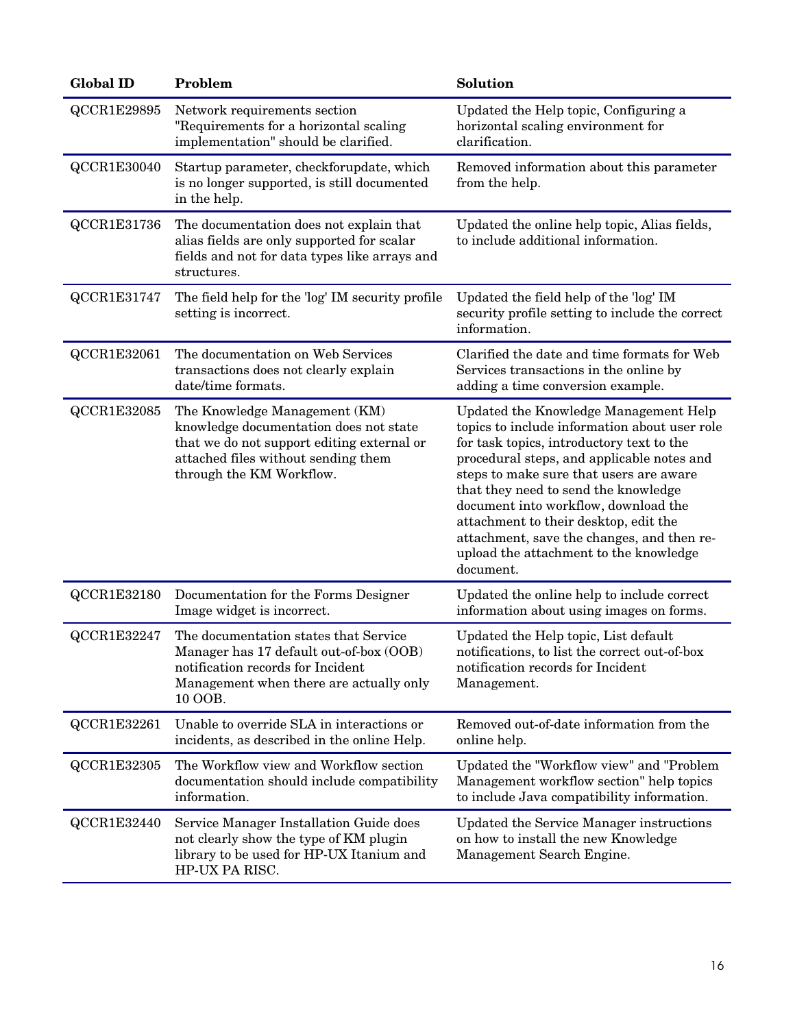| Global ID | Problem | Solution |
|---|---|---|
| QCCR1E29895 | Network requirements section "Requirements for a horizontal scaling implementation" should be clarified. | Updated the Help topic, Configuring a horizontal scaling environment for clarification. |
| QCCR1E30040 | Startup parameter, checkforupdate, which is no longer supported, is still documented in the help. | Removed information about this parameter from the help. |
| QCCR1E31736 | The documentation does not explain that alias fields are only supported for scalar fields and not for data types like arrays and structures. | Updated the online help topic, Alias fields, to include additional information. |
| QCCR1E31747 | The field help for the 'log' IM security profile setting is incorrect. | Updated the field help of the 'log' IM security profile setting to include the correct information. |
| QCCR1E32061 | The documentation on Web Services transactions does not clearly explain date/time formats. | Clarified the date and time formats for Web Services transactions in the online by adding a time conversion example. |
| QCCR1E32085 | The Knowledge Management (KM) knowledge documentation does not state that we do not support editing external or attached files without sending them through the KM Workflow. | Updated the Knowledge Management Help topics to include information about user role for task topics, introductory text to the procedural steps, and applicable notes and steps to make sure that users are aware that they need to send the knowledge document into workflow, download the attachment to their desktop, edit the attachment, save the changes, and then re-upload the attachment to the knowledge document. |
| QCCR1E32180 | Documentation for the Forms Designer Image widget is incorrect. | Updated the online help to include correct information about using images on forms. |
| QCCR1E32247 | The documentation states that Service Manager has 17 default out-of-box (OOB) notification records for Incident Management when there are actually only 10 OOB. | Updated the Help topic, List default notifications, to list the correct out-of-box notification records for Incident Management. |
| QCCR1E32261 | Unable to override SLA in interactions or incidents, as described in the online Help. | Removed out-of-date information from the online help. |
| QCCR1E32305 | The Workflow view and Workflow section documentation should include compatibility information. | Updated the "Workflow view" and "Problem Management workflow section" help topics to include Java compatibility information. |
| QCCR1E32440 | Service Manager Installation Guide does not clearly show the type of KM plugin library to be used for HP-UX Itanium and HP-UX PA RISC. | Updated the Service Manager instructions on how to install the new Knowledge Management Search Engine. |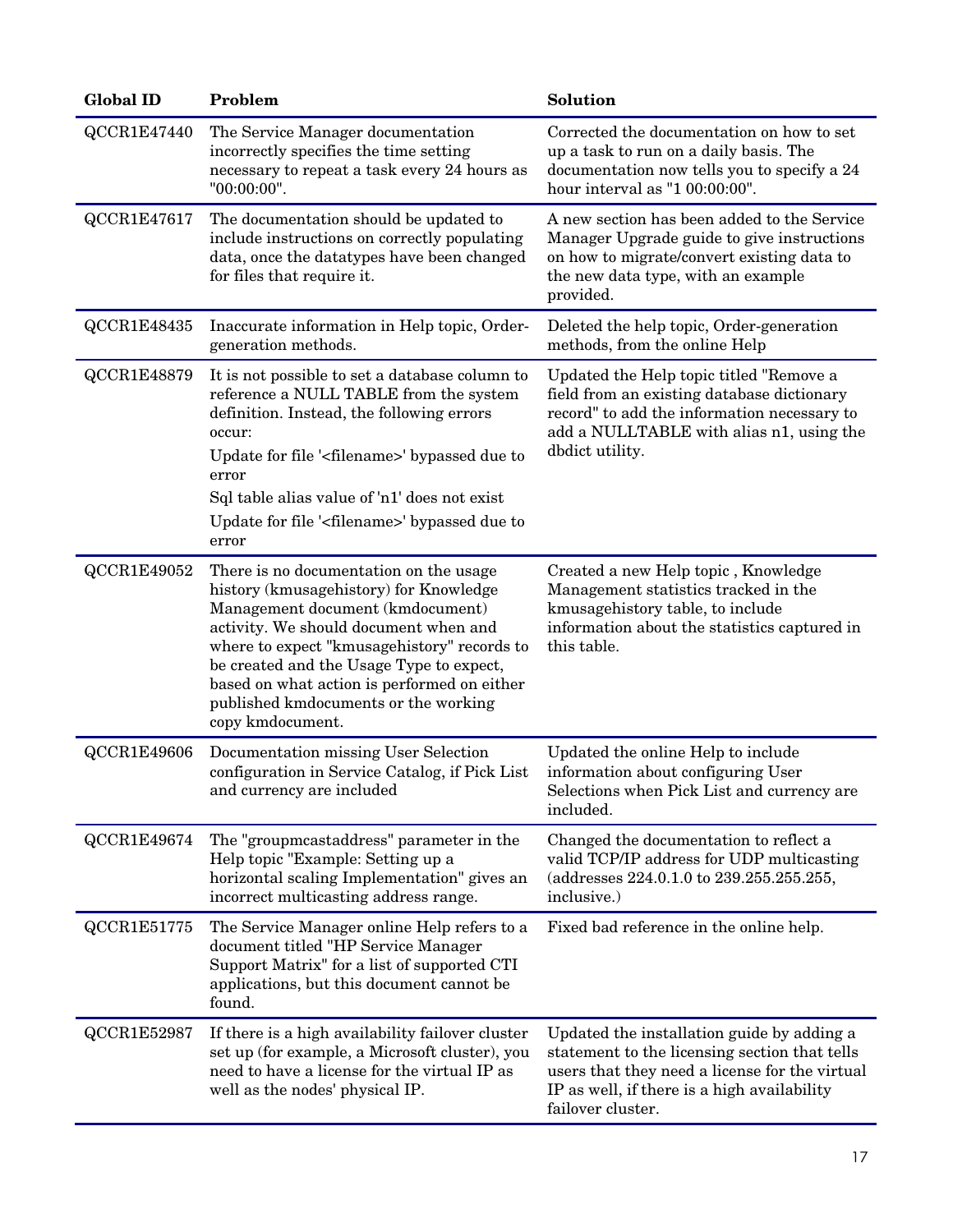| Global ID | Problem | Solution |
|---|---|---|
| QCCR1E47440 | The Service Manager documentation incorrectly specifies the time setting necessary to repeat a task every 24 hours as "00:00:00". | Corrected the documentation on how to set up a task to run on a daily basis. The documentation now tells you to specify a 24 hour interval as "1 00:00:00". |
| QCCR1E47617 | The documentation should be updated to include instructions on correctly populating data, once the datatypes have been changed for files that require it. | A new section has been added to the Service Manager Upgrade guide to give instructions on how to migrate/convert existing data to the new data type, with an example provided. |
| QCCR1E48435 | Inaccurate information in Help topic, Order-generation methods. | Deleted the help topic, Order-generation methods, from the online Help |
| QCCR1E48879 | It is not possible to set a database column to reference a NULL TABLE from the system definition. Instead, the following errors occur:<br>Update for file '<filename>' bypassed due to error<br>Sql table alias value of 'n1' does not exist<br>Update for file '<filename>' bypassed due to error | Updated the Help topic titled "Remove a field from an existing database dictionary record" to add the information necessary to add a NULLTABLE with alias n1, using the dbdict utility. |
| QCCR1E49052 | There is no documentation on the usage history (kmusagehistory) for Knowledge Management document (kmdocument) activity. We should document when and where to expect "kmusagehistory" records to be created and the Usage Type to expect, based on what action is performed on either published kmdocuments or the working copy kmdocument. | Created a new Help topic , Knowledge Management statistics tracked in the kmusagehistory table, to include information about the statistics captured in this table. |
| QCCR1E49606 | Documentation missing User Selection configuration in Service Catalog, if Pick List and currency are included | Updated the online Help to include information about configuring User Selections when Pick List and currency are included. |
| QCCR1E49674 | The "groupmcastaddress" parameter in the Help topic "Example: Setting up a horizontal scaling Implementation" gives an incorrect multicasting address range. | Changed the documentation to reflect a valid TCP/IP address for UDP multicasting (addresses 224.0.1.0 to 239.255.255.255, inclusive.) |
| QCCR1E51775 | The Service Manager online Help refers to a document titled "HP Service Manager Support Matrix" for a list of supported CTI applications, but this document cannot be found. | Fixed bad reference in the online help. |
| QCCR1E52987 | If there is a high availability failover cluster set up (for example, a Microsoft cluster), you need to have a license for the virtual IP as well as the nodes' physical IP. | Updated the installation guide by adding a statement to the licensing section that tells users that they need a license for the virtual IP as well, if there is a high availability failover cluster. |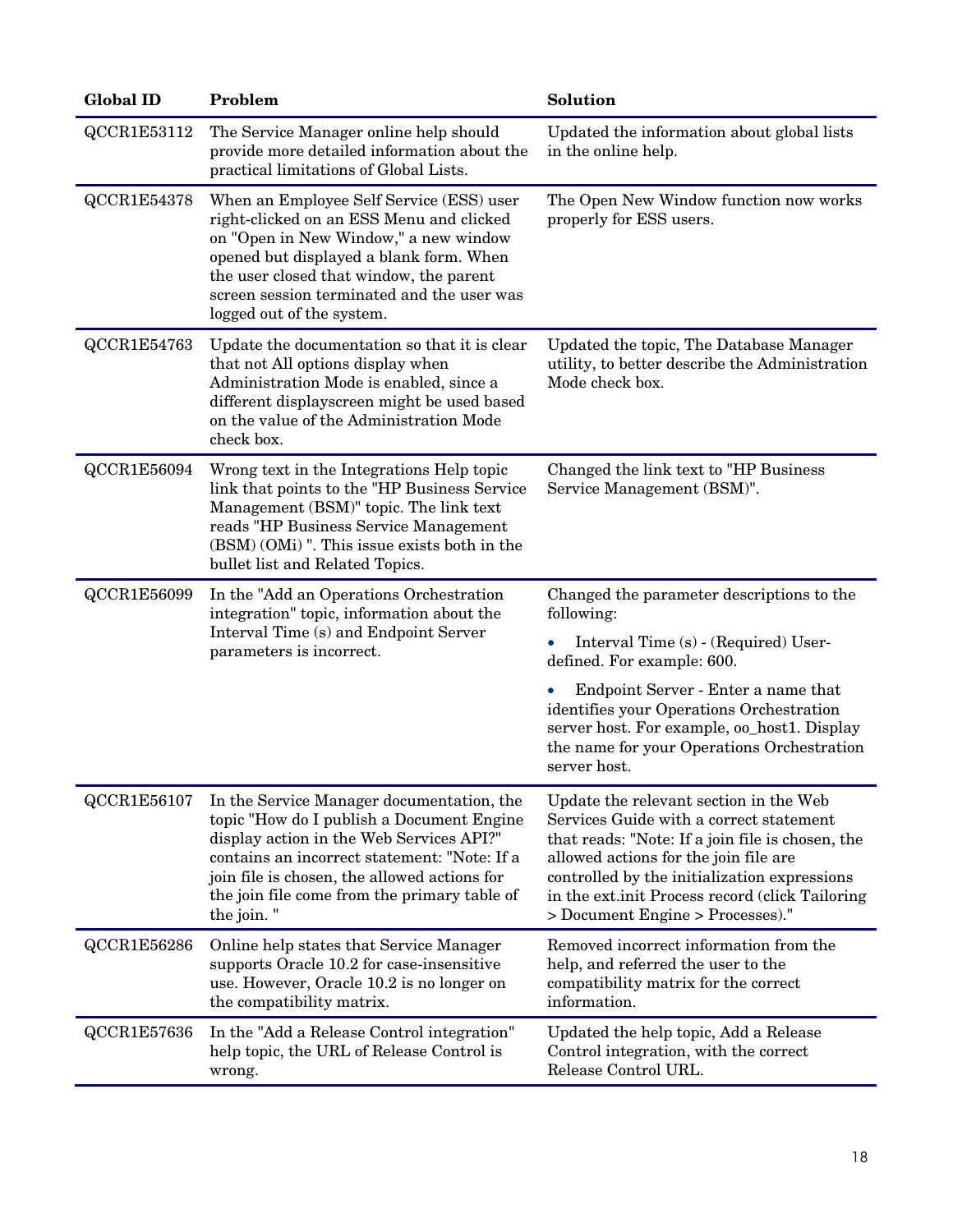| Global ID | Problem | Solution |
|---|---|---|
| QCCR1E53112 | The Service Manager online help should provide more detailed information about the practical limitations of Global Lists. | Updated the information about global lists in the online help. |
| QCCR1E54378 | When an Employee Self Service (ESS) user right-clicked on an ESS Menu and clicked on "Open in New Window," a new window opened but displayed a blank form. When the user closed that window, the parent screen session terminated and the user was logged out of the system. | The Open New Window function now works properly for ESS users. |
| QCCR1E54763 | Update the documentation so that it is clear that not All options display when Administration Mode is enabled, since a different displayscreen might be used based on the value of the Administration Mode check box. | Updated the topic, The Database Manager utility, to better describe the Administration Mode check box. |
| QCCR1E56094 | Wrong text in the Integrations Help topic link that points to the "HP Business Service Management (BSM)" topic. The link text reads "HP Business Service Management (BSM) (OMi) ". This issue exists both in the bullet list and Related Topics. | Changed the link text to "HP Business Service Management (BSM)". |
| QCCR1E56099 | In the "Add an Operations Orchestration integration" topic, information about the Interval Time (s) and Endpoint Server parameters is incorrect. | Changed the parameter descriptions to the following:<br>• Interval Time (s) - (Required) User-defined. For example: 600.<br>• Endpoint Server - Enter a name that identifies your Operations Orchestration server host. For example, oo_host1. Display the name for your Operations Orchestration server host. |
| QCCR1E56107 | In the Service Manager documentation, the topic "How do I publish a Document Engine display action in the Web Services API?" contains an incorrect statement: "Note: If a join file is chosen, the allowed actions for the join file come from the primary table of the join. " | Update the relevant section in the Web Services Guide with a correct statement that reads: "Note: If a join file is chosen, the allowed actions for the join file are controlled by the initialization expressions in the ext.init Process record (click Tailoring > Document Engine > Processes)." |
| QCCR1E56286 | Online help states that Service Manager supports Oracle 10.2 for case-insensitive use. However, Oracle 10.2 is no longer on the compatibility matrix. | Removed incorrect information from the help, and referred the user to the compatibility matrix for the correct information. |
| QCCR1E57636 | In the "Add a Release Control integration" help topic, the URL of Release Control is wrong. | Updated the help topic, Add a Release Control integration, with the correct Release Control URL. |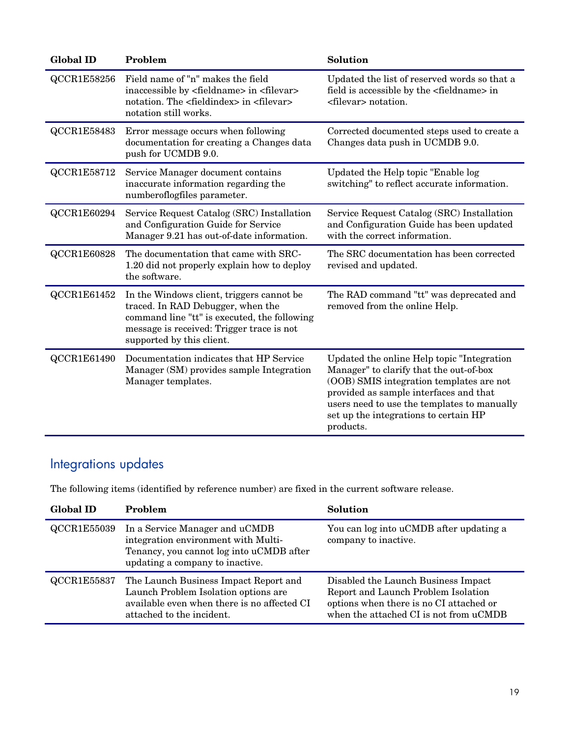| Global ID | Problem | Solution |
| --- | --- | --- |
| QCCR1E58256 | Field name of "n" makes the field inaccessible by <fieldname> in <filevar> notation. The <fieldindex> in <filevar> notation still works. | Updated the list of reserved words so that a field is accessible by the <fieldname> in <filevar> notation. |
| QCCR1E58483 | Error message occurs when following documentation for creating a Changes data push for UCMDB 9.0. | Corrected documented steps used to create a Changes data push in UCMDB 9.0. |
| QCCR1E58712 | Service Manager document contains inaccurate information regarding the numberoflogfiles parameter. | Updated the Help topic "Enable log switching" to reflect accurate information. |
| QCCR1E60294 | Service Request Catalog (SRC) Installation and Configuration Guide for Service Manager 9.21 has out-of-date information. | Service Request Catalog (SRC) Installation and Configuration Guide has been updated with the correct information. |
| QCCR1E60828 | The documentation that came with SRC-1.20 did not properly explain how to deploy the software. | The SRC documentation has been corrected revised and updated. |
| QCCR1E61452 | In the Windows client, triggers cannot be traced. In RAD Debugger, when the command line "tt" is executed, the following message is received: Trigger trace is not supported by this client. | The RAD command "tt" was deprecated and removed from the online Help. |
| QCCR1E61490 | Documentation indicates that HP Service Manager (SM) provides sample Integration Manager templates. | Updated the online Help topic "Integration Manager" to clarify that the out-of-box (OOB) SMIS integration templates are not provided as sample interfaces and that users need to use the templates to manually set up the integrations to certain HP products. |

## Integrations updates

The following items (identified by reference number) are fixed in the current software release.

| Global ID | Problem | Solution |
| --- | --- | --- |
| QCCR1E55039 | In a Service Manager and uCMDB integration environment with Multi-Tenancy, you cannot log into uCMDB after updating a company to inactive. | You can log into uCMDB after updating a company to inactive. |
| QCCR1E55837 | The Launch Business Impact Report and Launch Problem Isolation options are available even when there is no affected CI attached to the incident. | Disabled the Launch Business Impact Report and Launch Problem Isolation options when there is no CI attached or when the attached CI is not from uCMDB |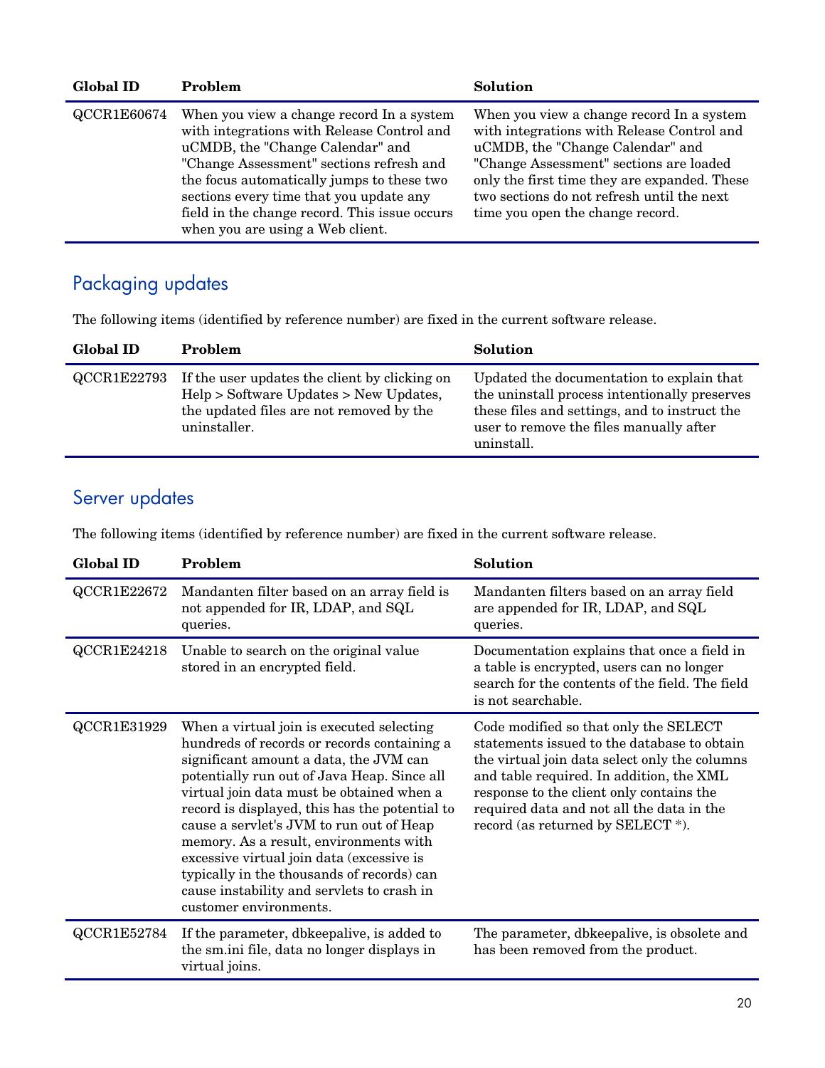| Global ID | Problem | Solution |
|---|---|---|
| QCCR1E60674 | When you view a change record In a system with integrations with Release Control and uCMDB, the "Change Calendar" and "Change Assessment" sections refresh and the focus automatically jumps to these two sections every time that you update any field in the change record. This issue occurs when you are using a Web client. | When you view a change record In a system with integrations with Release Control and uCMDB, the "Change Calendar" and "Change Assessment" sections are loaded only the first time they are expanded. These two sections do not refresh until the next time you open the change record. |

## Packaging updates

The following items (identified by reference number) are fixed in the current software release.

| Global ID | Problem | Solution |
|---|---|---|
| QCCR1E22793 | If the user updates the client by clicking on Help > Software Updates > New Updates, the updated files are not removed by the uninstaller. | Updated the documentation to explain that the uninstall process intentionally preserves these files and settings, and to instruct the user to remove the files manually after uninstall. |

## Server updates

The following items (identified by reference number) are fixed in the current software release.

| Global ID | Problem | Solution |
|---|---|---|
| QCCR1E22672 | Mandanten filter based on an array field is not appended for IR, LDAP, and SQL queries. | Mandanten filters based on an array field are appended for IR, LDAP, and SQL queries. |
| QCCR1E24218 | Unable to search on the original value stored in an encrypted field. | Documentation explains that once a field in a table is encrypted, users can no longer search for the contents of the field. The field is not searchable. |
| QCCR1E31929 | When a virtual join is executed selecting hundreds of records or records containing a significant amount a data, the JVM can potentially run out of Java Heap. Since all virtual join data must be obtained when a record is displayed, this has the potential to cause a servlet's JVM to run out of Heap memory. As a result, environments with excessive virtual join data (excessive is typically in the thousands of records) can cause instability and servlets to crash in customer environments. | Code modified so that only the SELECT statements issued to the database to obtain the virtual join data select only the columns and table required. In addition, the XML response to the client only contains the required data and not all the data in the record (as returned by SELECT *). |
| QCCR1E52784 | If the parameter, dbkeepalive, is added to the sm.ini file, data no longer displays in virtual joins. | The parameter, dbkeepalive, is obsolete and has been removed from the product. |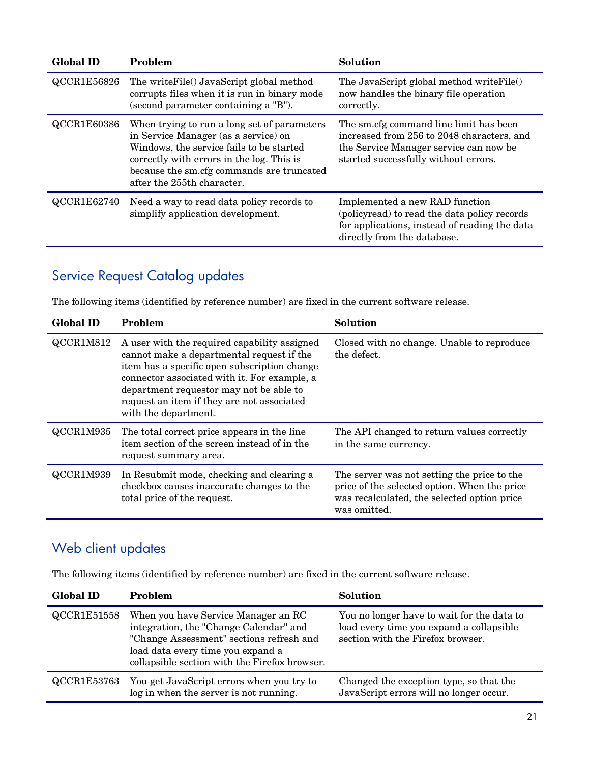| Global ID | Problem | Solution |
| --- | --- | --- |
| QCCR1E56826 | The writeFile() JavaScript global method corrupts files when it is run in binary mode (second parameter containing a "B"). | The JavaScript global method writeFile() now handles the binary file operation correctly. |
| QCCR1E60386 | When trying to run a long set of parameters in Service Manager (as a service) on Windows, the service fails to be started correctly with errors in the log. This is because the sm.cfg commands are truncated after the 255th character. | The sm.cfg command line limit has been increased from 256 to 2048 characters, and the Service Manager service can now be started successfully without errors. |
| QCCR1E62740 | Need a way to read data policy records to simplify application development. | Implemented a new RAD function (policyread) to read the data policy records for applications, instead of reading the data directly from the database. |

## Service Request Catalog updates

The following items (identified by reference number) are fixed in the current software release.

| Global ID | Problem | Solution |
| --- | --- | --- |
| QCCR1M812 | A user with the required capability assigned cannot make a departmental request if the item has a specific open subscription change connector associated with it. For example, a department requestor may not be able to request an item if they are not associated with the department. | Closed with no change. Unable to reproduce the defect. |
| QCCR1M935 | The total correct price appears in the line item section of the screen instead of in the request summary area. | The API changed to return values correctly in the same currency. |
| QCCR1M939 | In Resubmit mode, checking and clearing a checkbox causes inaccurate changes to the total price of the request. | The server was not setting the price to the price of the selected option. When the price was recalculated, the selected option price was omitted. |

## Web client updates

The following items (identified by reference number) are fixed in the current software release.

| Global ID | Problem | Solution |
| --- | --- | --- |
| QCCR1E51558 | When you have Service Manager an RC integration, the "Change Calendar" and "Change Assessment" sections refresh and load data every time you expand a collapsible section with the Firefox browser. | You no longer have to wait for the data to load every time you expand a collapsible section with the Firefox browser. |
| QCCR1E53763 | You get JavaScript errors when you try to log in when the server is not running. | Changed the exception type, so that the JavaScript errors will no longer occur. |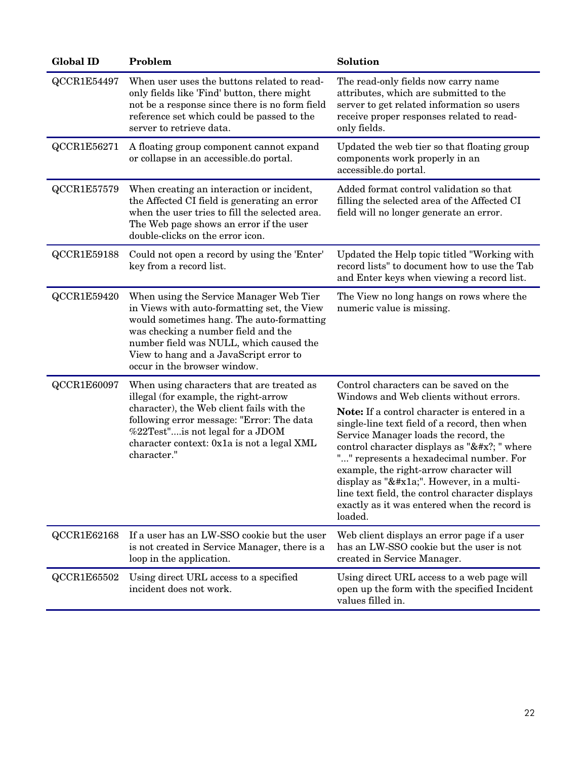| Global ID | Problem | Solution |
|---|---|---|
| QCCR1E54497 | When user uses the buttons related to read-only fields like 'Find' button, there might not be a response since there is no form field reference set which could be passed to the server to retrieve data. | The read-only fields now carry name attributes, which are submitted to the server to get related information so users receive proper responses related to read-only fields. |
| QCCR1E56271 | A floating group component cannot expand or collapse in an accessible.do portal. | Updated the web tier so that floating group components work properly in an accessible.do portal. |
| QCCR1E57579 | When creating an interaction or incident, the Affected CI field is generating an error when the user tries to fill the selected area. The Web page shows an error if the user double-clicks on the error icon. | Added format control validation so that filling the selected area of the Affected CI field will no longer generate an error. |
| QCCR1E59188 | Could not open a record by using the 'Enter' key from a record list. | Updated the Help topic titled "Working with record lists" to document how to use the Tab and Enter keys when viewing a record list. |
| QCCR1E59420 | When using the Service Manager Web Tier in Views with auto-formatting set, the View would sometimes hang. The auto-formatting was checking a number field and the number field was NULL, which caused the View to hang and a JavaScript error to occur in the browser window. | The View no long hangs on rows where the numeric value is missing. |
| QCCR1E60097 | When using characters that are treated as illegal (for example, the right-arrow character), the Web client fails with the following error message: "Error: The data %22Test"....is not legal for a JDOM character context: 0x1a is not a legal XML character." | Control characters can be saved on the Windows and Web clients without errors.<br><br>**Note:** If a control character is entered in a single-line text field of a record, then when Service Manager loads the record, the control character displays as "&#x?; " where "..." represents a hexadecimal number. For example, the right-arrow character will display as "&#x1a;". However, in a multi-line text field, the control character displays exactly as it was entered when the record is loaded. |
| QCCR1E62168 | If a user has an LW-SSO cookie but the user is not created in Service Manager, there is a loop in the application. | Web client displays an error page if a user has an LW-SSO cookie but the user is not created in Service Manager. |
| QCCR1E65502 | Using direct URL access to a specified incident does not work. | Using direct URL access to a web page will open up the form with the specified Incident values filled in. |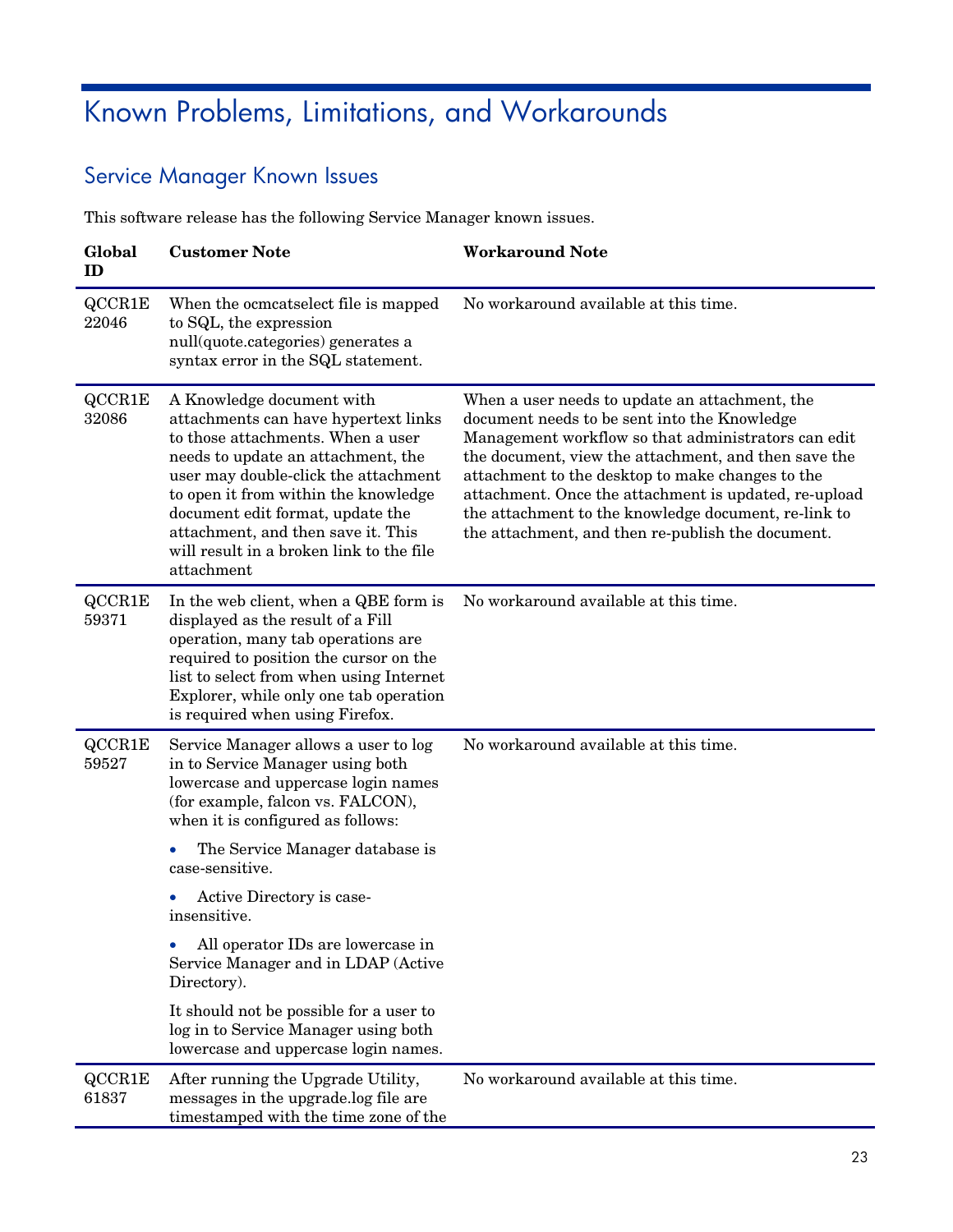# Known Problems, Limitations, and Workarounds

## Service Manager Known Issues

This software release has the following Service Manager known issues.

| Global ID | Customer Note | Workaround Note |
|---|---|---|
| QCCR1E 22046 | When the ocmcatselect file is mapped to SQL, the expression null(quote.categories) generates a syntax error in the SQL statement. | No workaround available at this time. |
| QCCR1E 32086 | A Knowledge document with attachments can have hypertext links to those attachments. When a user needs to update an attachment, the user may double-click the attachment to open it from within the knowledge document edit format, update the attachment, and then save it. This will result in a broken link to the file attachment | When a user needs to update an attachment, the document needs to be sent into the Knowledge Management workflow so that administrators can edit the document, view the attachment, and then save the attachment to the desktop to make changes to the attachment. Once the attachment is updated, re-upload the attachment to the knowledge document, re-link to the attachment, and then re-publish the document. |
| QCCR1E 59371 | In the web client, when a QBE form is displayed as the result of a Fill operation, many tab operations are required to position the cursor on the list to select from when using Internet Explorer, while only one tab operation is required when using Firefox. | No workaround available at this time. |
| QCCR1E 59527 | Service Manager allows a user to log in to Service Manager using both lowercase and uppercase login names (for example, falcon vs. FALCON), when it is configured as follows:<br>• The Service Manager database is case-sensitive.<br>• Active Directory is case-insensitive.<br>• All operator IDs are lowercase in Service Manager and in LDAP (Active Directory).<br>It should not be possible for a user to log in to Service Manager using both lowercase and uppercase login names. | No workaround available at this time. |
| QCCR1E 61837 | After running the Upgrade Utility, messages in the upgrade.log file are timestamped with the time zone of the | No workaround available at this time. |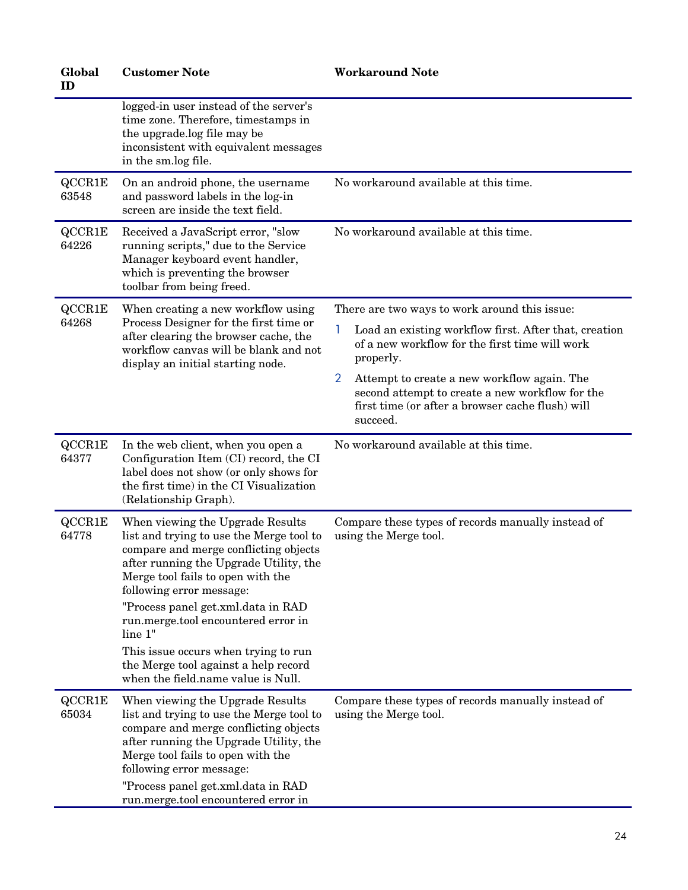| Global ID | Customer Note | Workaround Note |
| --- | --- | --- |
| | logged-in user instead of the server's time zone. Therefore, timestamps in the upgrade.log file may be inconsistent with equivalent messages in the sm.log file. | |
| QCCR1E 63548 | On an android phone, the username and password labels in the log-in screen are inside the text field. | No workaround available at this time. |
| QCCR1E 64226 | Received a JavaScript error, "slow running scripts," due to the Service Manager keyboard event handler, which is preventing the browser toolbar from being freed. | No workaround available at this time. |
| QCCR1E 64268 | When creating a new workflow using Process Designer for the first time or after clearing the browser cache, the workflow canvas will be blank and not display an initial starting node. | There are two ways to work around this issue: 1 Load an existing workflow first. After that, creation of a new workflow for the first time will work properly. 2 Attempt to create a new workflow again. The second attempt to create a new workflow for the first time (or after a browser cache flush) will succeed. |
| QCCR1E 64377 | In the web client, when you open a Configuration Item (CI) record, the CI label does not show (or only shows for the first time) in the CI Visualization (Relationship Graph). | No workaround available at this time. |
| QCCR1E 64778 | When viewing the Upgrade Results list and trying to use the Merge tool to compare and merge conflicting objects after running the Upgrade Utility, the Merge tool fails to open with the following error message: "Process panel get.xml.data in RAD run.merge.tool encountered error in line 1" This issue occurs when trying to run the Merge tool against a help record when the field.name value is Null. | Compare these types of records manually instead of using the Merge tool. |
| QCCR1E 65034 | When viewing the Upgrade Results list and trying to use the Merge tool to compare and merge conflicting objects after running the Upgrade Utility, the Merge tool fails to open with the following error message: "Process panel get.xml.data in RAD run.merge.tool encountered error in | Compare these types of records manually instead of using the Merge tool. |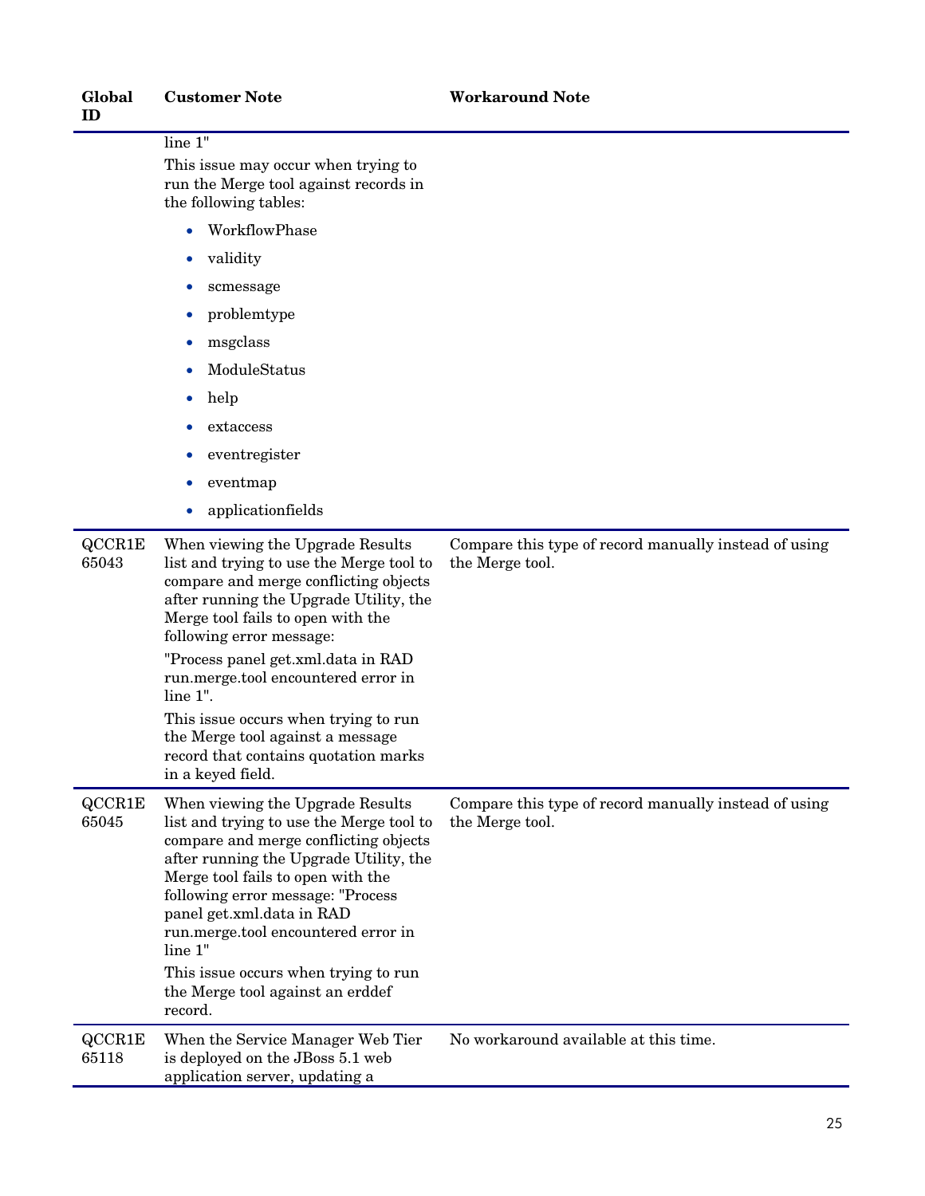| Global ID | Customer Note | Workaround Note |
| --- | --- | --- |
| | line 1" <br> This issue may occur when trying to run the Merge tool against records in the following tables: <br> • WorkflowPhase <br> • validity <br> • scmessage <br> • problemtype <br> • msgclass <br> • ModuleStatus <br> • help <br> • extaccess <br> • eventregister <br> • eventmap <br> • applicationfields | |
| QCCR1E 65043 | When viewing the Upgrade Results list and trying to use the Merge tool to compare and merge conflicting objects after running the Upgrade Utility, the Merge tool fails to open with the following error message: <br> "Process panel get.xml.data in RAD run.merge.tool encountered error in line 1". <br> This issue occurs when trying to run the Merge tool against a message record that contains quotation marks in a keyed field. | Compare this type of record manually instead of using the Merge tool. |
| QCCR1E 65045 | When viewing the Upgrade Results list and trying to use the Merge tool to compare and merge conflicting objects after running the Upgrade Utility, the Merge tool fails to open with the following error message: "Process panel get.xml.data in RAD run.merge.tool encountered error in line 1" <br> This issue occurs when trying to run the Merge tool against an erddef record. | Compare this type of record manually instead of using the Merge tool. |
| QCCR1E 65118 | When the Service Manager Web Tier is deployed on the JBoss 5.1 web application server, updating a | No workaround available at this time. |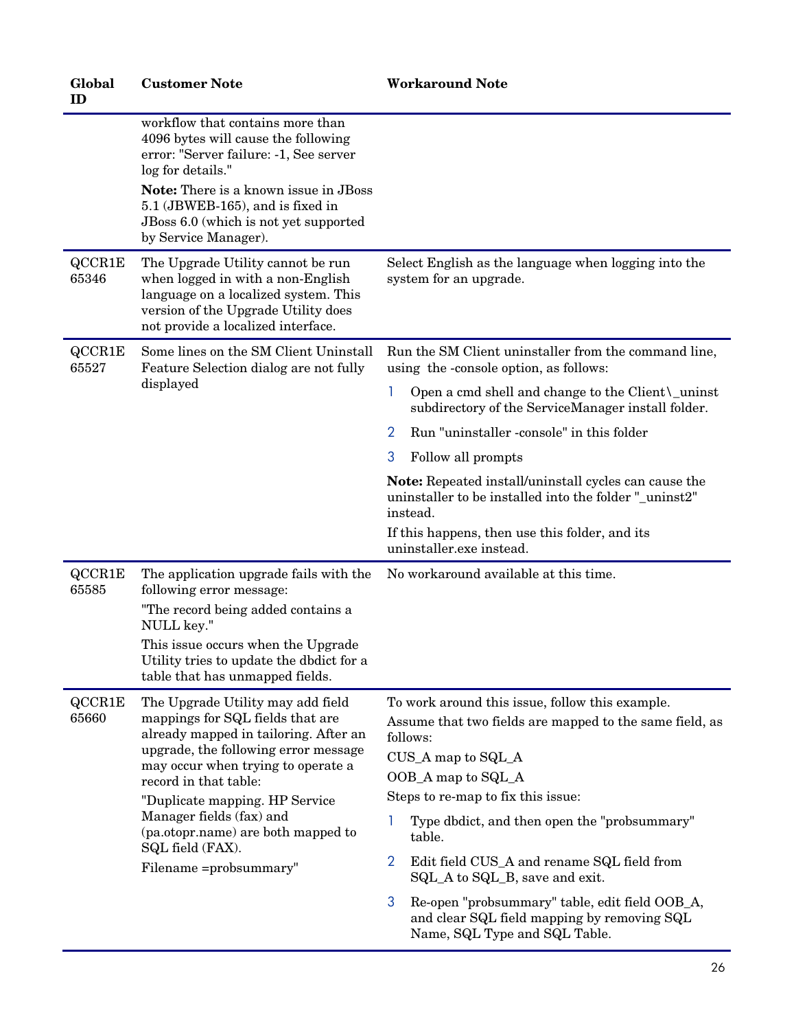| Global ID | Customer Note | Workaround Note |
|---|---|---|
| | workflow that contains more than 4096 bytes will cause the following error: "Server failure: -1, See server log for details."<br><br>**Note:** There is a known issue in JBoss 5.1 (JBWEB-165), and is fixed in JBoss 6.0 (which is not yet supported by Service Manager). | |
| QCCR1E 65346 | The Upgrade Utility cannot be run when logged in with a non-English language on a localized system. This version of the Upgrade Utility does not provide a localized interface. | Select English as the language when logging into the system for an upgrade. |
| QCCR1E 65527 | Some lines on the SM Client Uninstall Feature Selection dialog are not fully displayed | Run the SM Client uninstaller from the command line, using the -console option, as follows:<br><br>1 Open a cmd shell and change to the Client\_uninst subdirectory of the ServiceManager install folder.<br><br>2 Run "uninstaller -console" in this folder<br><br>3 Follow all prompts<br><br>**Note:** Repeated install/uninstall cycles can cause the uninstaller to be installed into the folder "_uninst2" instead.<br><br>If this happens, then use this folder, and its uninstaller.exe instead. |
| QCCR1E 65585 | The application upgrade fails with the following error message:<br><br>"The record being added contains a NULL key."<br><br>This issue occurs when the Upgrade Utility tries to update the dbdict for a table that has unmapped fields. | No workaround available at this time. |
| QCCR1E 65660 | The Upgrade Utility may add field mappings for SQL fields that are already mapped in tailoring. After an upgrade, the following error message may occur when trying to operate a record in that table:<br><br>"Duplicate mapping. HP Service Manager fields (fax) and (pa.otopr.name) are both mapped to SQL field (FAX).<br><br>Filename =probsummary" | To work around this issue, follow this example.<br><br>Assume that two fields are mapped to the same field, as follows:<br><br>CUS_A map to SQL_A<br><br>OOB_A map to SQL_A<br><br>Steps to re-map to fix this issue:<br><br>1 Type dbdict, and then open the "probsummary" table.<br><br>2 Edit field CUS_A and rename SQL field from SQL_A to SQL_B, save and exit.<br><br>3 Re-open "probsummary" table, edit field OOB_A, and clear SQL field mapping by removing SQL Name, SQL Type and SQL Table. |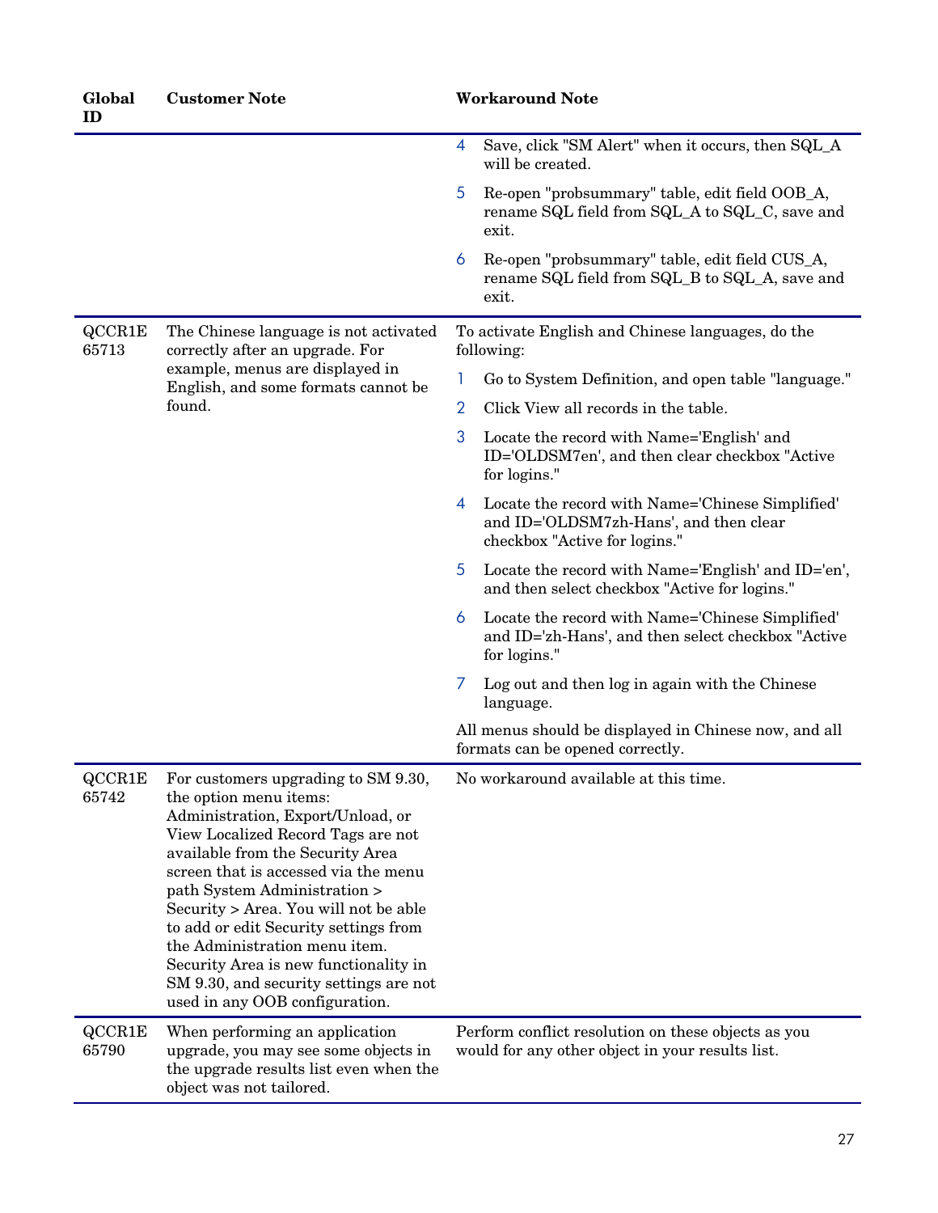| Global ID | Customer Note | Workaround Note |
| --- | --- | --- |
| | | 4 Save, click "SM Alert" when it occurs, then SQL_A will be created.<br>5 Re-open "probsummary" table, edit field OOB_A, rename SQL field from SQL_A to SQL_C, save and exit.<br>6 Re-open "probsummary" table, edit field CUS_A, rename SQL field from SQL_B to SQL_A, save and exit. |
| QCCR1E 65713 | The Chinese language is not activated correctly after an upgrade. For example, menus are displayed in English, and some formats cannot be found. | To activate English and Chinese languages, do the following:<br>1 Go to System Definition, and open table "language."<br>2 Click View all records in the table.<br>3 Locate the record with Name='English' and ID='OLDSM7en', and then clear checkbox "Active for logins."<br>4 Locate the record with Name='Chinese Simplified' and ID='OLDSM7zh-Hans', and then clear checkbox "Active for logins."<br>5 Locate the record with Name='English' and ID='en', and then select checkbox "Active for logins."<br>6 Locate the record with Name='Chinese Simplified' and ID='zh-Hans', and then select checkbox "Active for logins."<br>7 Log out and then log in again with the Chinese language.<br>All menus should be displayed in Chinese now, and all formats can be opened correctly. |
| QCCR1E 65742 | For customers upgrading to SM 9.30, the option menu items: Administration, Export/Unload, or View Localized Record Tags are not available from the Security Area screen that is accessed via the menu path System Administration > Security > Area. You will not be able to add or edit Security settings from the Administration menu item. Security Area is new functionality in SM 9.30, and security settings are not used in any OOB configuration. | No workaround available at this time. |
| QCCR1E 65790 | When performing an application upgrade, you may see some objects in the upgrade results list even when the object was not tailored. | Perform conflict resolution on these objects as you would for any other object in your results list. |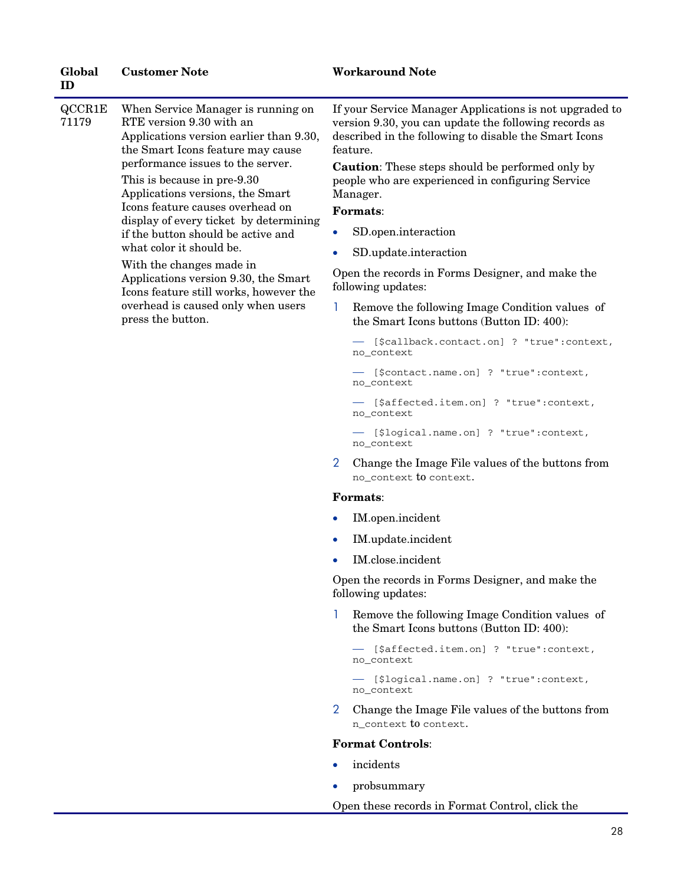| Global ID | Customer Note | Workaround Note |
|---|---|---|
| QCCR1E 71179 | When Service Manager is running on RTE version 9.30 with an Applications version earlier than 9.30, the Smart Icons feature may cause performance issues to the server.<br><br>This is because in pre-9.30 Applications versions, the Smart Icons feature causes overhead on display of every ticket by determining if the button should be active and what color it should be.<br><br>With the changes made in Applications version 9.30, the Smart Icons feature still works, however the overhead is caused only when users press the button. | If your Service Manager Applications is not upgraded to version 9.30, you can update the following records as described in the following to disable the Smart Icons feature.<br><br>**Caution**: These steps should be performed only by people who are experienced in configuring Service Manager.<br><br>**Formats**:<br><br>• SD.open.interaction<br>• SD.update.interaction<br><br>Open the records in Forms Designer, and make the following updates:<br><br>1 Remove the following Image Condition values of the Smart Icons buttons (Button ID: 400):<br><br>— `[$callback.contact.on] ? "true":context, no_context`<br><br>— `[$contact.name.on] ? "true":context, no_context`<br><br>— `[$affected.item.on] ? "true":context, no_context`<br><br>— `[$logical.name.on] ? "true":context, no_context`<br><br>2 Change the Image File values of the buttons from `no_context` to `context`.<br><br>**Formats**:<br><br>• IM.open.incident<br>• IM.update.incident<br>• IM.close.incident<br><br>Open the records in Forms Designer, and make the following updates:<br><br>1 Remove the following Image Condition values of the Smart Icons buttons (Button ID: 400):<br><br>— `[$affected.item.on] ? "true":context, no_context`<br><br>— `[$logical.name.on] ? "true":context, no_context`<br><br>2 Change the Image File values of the buttons from `n_context` to `context`.<br><br>**Format Controls**:<br><br>• incidents<br>• probsummary<br><br>Open these records in Format Control, click the |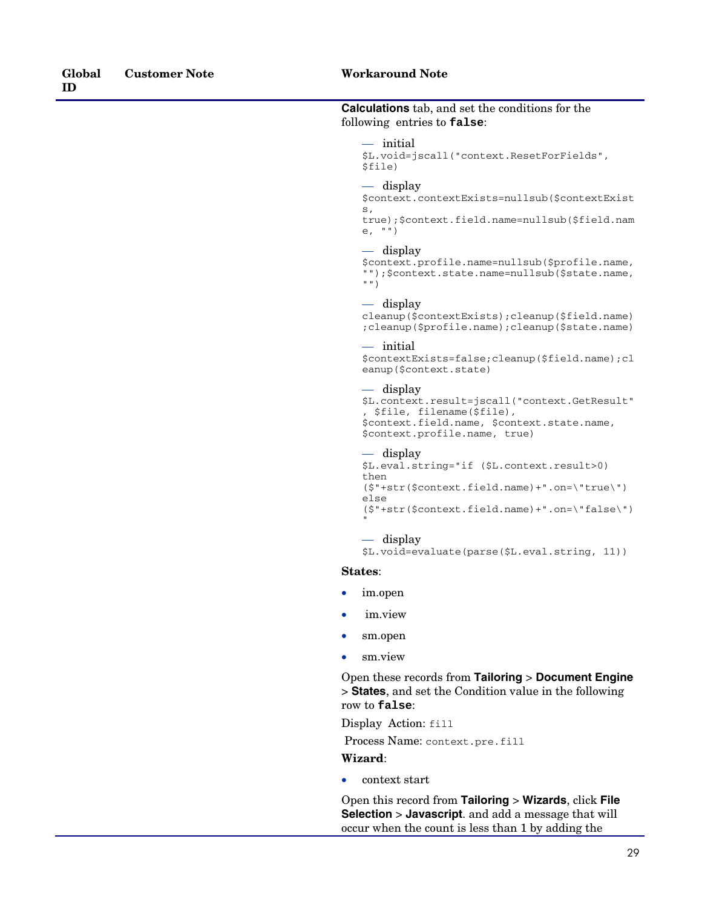| Global ID | Customer Note | Workaround Note |
|---|---|---|
| | | **Calculations** tab, and set the conditions for the following entries to **`false`**:<br><br>— initial<br>`$L.void=jscall("context.ResetForFields", $file)`<br><br>— display<br>`$context.contextExists=nullsub($contextExists, true);$context.field.name=nullsub($field.name, "")`<br><br>— display<br>`$context.profile.name=nullsub($profile.name, "");$context.state.name=nullsub($state.name, "")`<br><br>— display<br>`cleanup($contextExists);cleanup($field.name);cleanup($profile.name);cleanup($state.name)`<br><br>— initial<br>`$contextExists=false;cleanup($field.name);cleanup($context.state)`<br><br>— display<br>`$L.context.result=jscall("context.GetResult", $file, filename($file), $context.field.name, $context.state.name, $context.profile.name, true)`<br><br>— display<br>`$L.eval.string="if ($L.context.result>0) then ($"+str($context.field.name)+".on=\"true\") else ($"+str($context.field.name)+".on=\"false\")"`<br><br>— display<br>`$L.void=evaluate(parse($L.eval.string, 11))`<br><br>**States**:<br><br>• im.open<br>• im.view<br>• sm.open<br>• sm.view<br><br>Open these records from **Tailoring** > **Document Engine** > **States**, and set the Condition value in the following row to **`false`**:<br><br>Display Action: `fill`<br><br>Process Name: `context.pre.fill`<br><br>**Wizard**:<br><br>• context start<br><br>Open this record from **Tailoring** > **Wizards**, click **File Selection** > **Javascript**. and add a message that will occur when the count is less than 1 by adding the |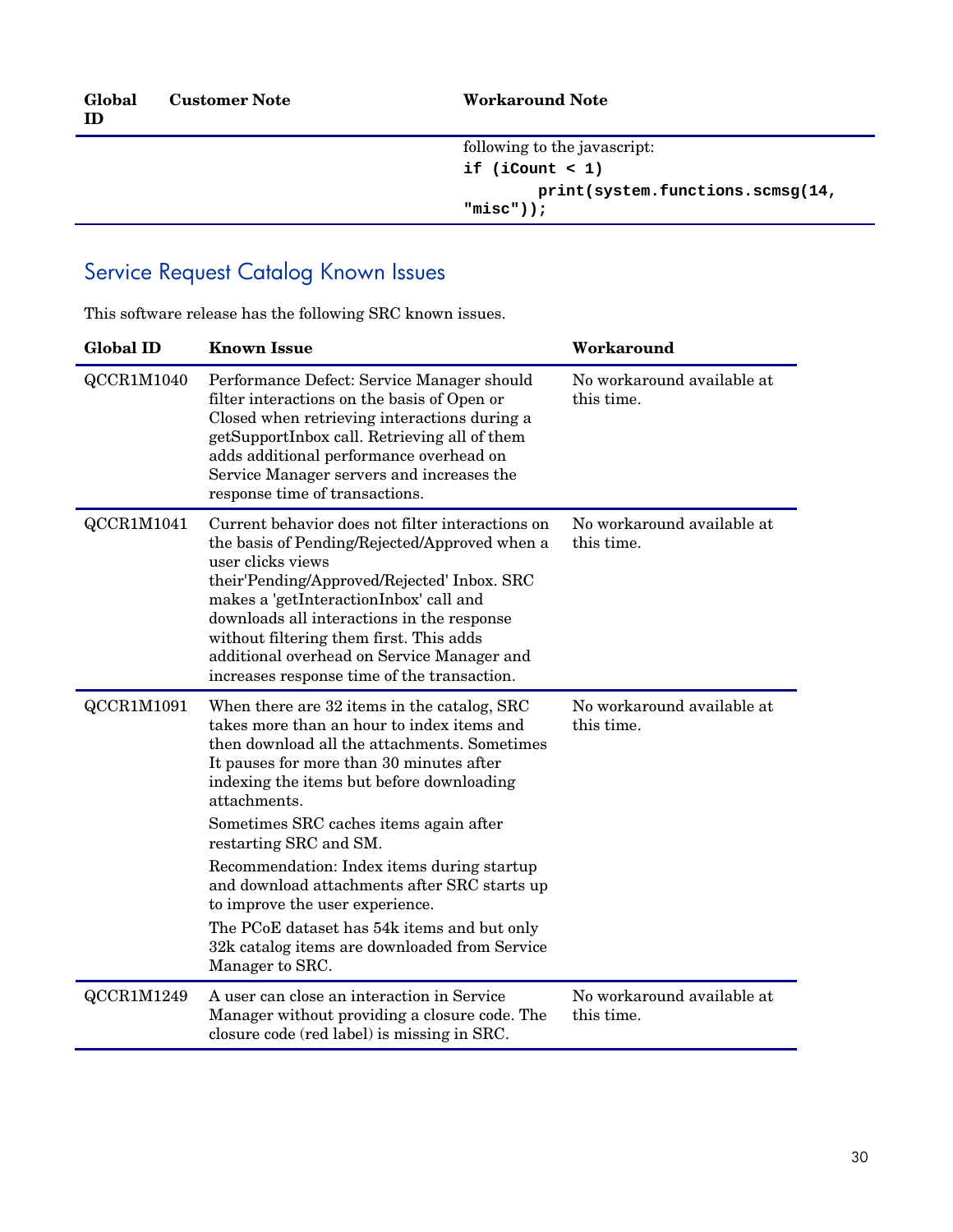| Global ID | Customer Note | Workaround Note |
| --- | --- | --- |
| | | following to the javascript: `if (iCount < 1)` `print(system.functions.scmsg(14, "misc"));` |

## Service Request Catalog Known Issues

This software release has the following SRC known issues.

| Global ID | Known Issue | Workaround |
| --- | --- | --- |
| QCCR1M1040 | Performance Defect: Service Manager should filter interactions on the basis of Open or Closed when retrieving interactions during a getSupportInbox call. Retrieving all of them adds additional performance overhead on Service Manager servers and increases the response time of transactions. | No workaround available at this time. |
| QCCR1M1041 | Current behavior does not filter interactions on the basis of Pending/Rejected/Approved when a user clicks views their'Pending/Approved/Rejected' Inbox. SRC makes a 'getInteractionInbox' call and downloads all interactions in the response without filtering them first. This adds additional overhead on Service Manager and increases response time of the transaction. | No workaround available at this time. |
| QCCR1M1091 | When there are 32 items in the catalog, SRC takes more than an hour to index items and then download all the attachments. Sometimes It pauses for more than 30 minutes after indexing the items but before downloading attachments.<br><br>Sometimes SRC caches items again after restarting SRC and SM.<br><br>Recommendation: Index items during startup and download attachments after SRC starts up to improve the user experience.<br><br>The PCoE dataset has 54k items and but only 32k catalog items are downloaded from Service Manager to SRC. | No workaround available at this time. |
| QCCR1M1249 | A user can close an interaction in Service Manager without providing a closure code. The closure code (red label) is missing in SRC. | No workaround available at this time. |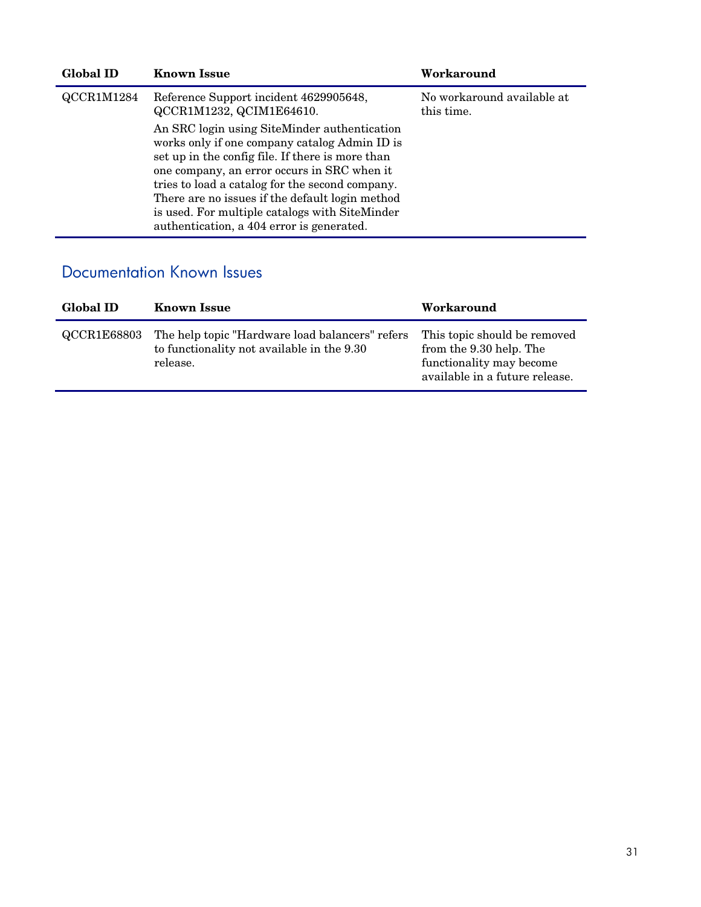| Global ID | Known Issue | Workaround |
| --- | --- | --- |
| QCCR1M1284 | Reference Support incident 4629905648, QCCR1M1232, QCIM1E64610. An SRC login using SiteMinder authentication works only if one company catalog Admin ID is set up in the config file. If there is more than one company, an error occurs in SRC when it tries to load a catalog for the second company. There are no issues if the default login method is used. For multiple catalogs with SiteMinder authentication, a 404 error is generated. | No workaround available at this time. |

## Documentation Known Issues

| Global ID | Known Issue | Workaround |
| --- | --- | --- |
| QCCR1E68803 | The help topic "Hardware load balancers" refers to functionality not available in the 9.30 release. | This topic should be removed from the 9.30 help. The functionality may become available in a future release. |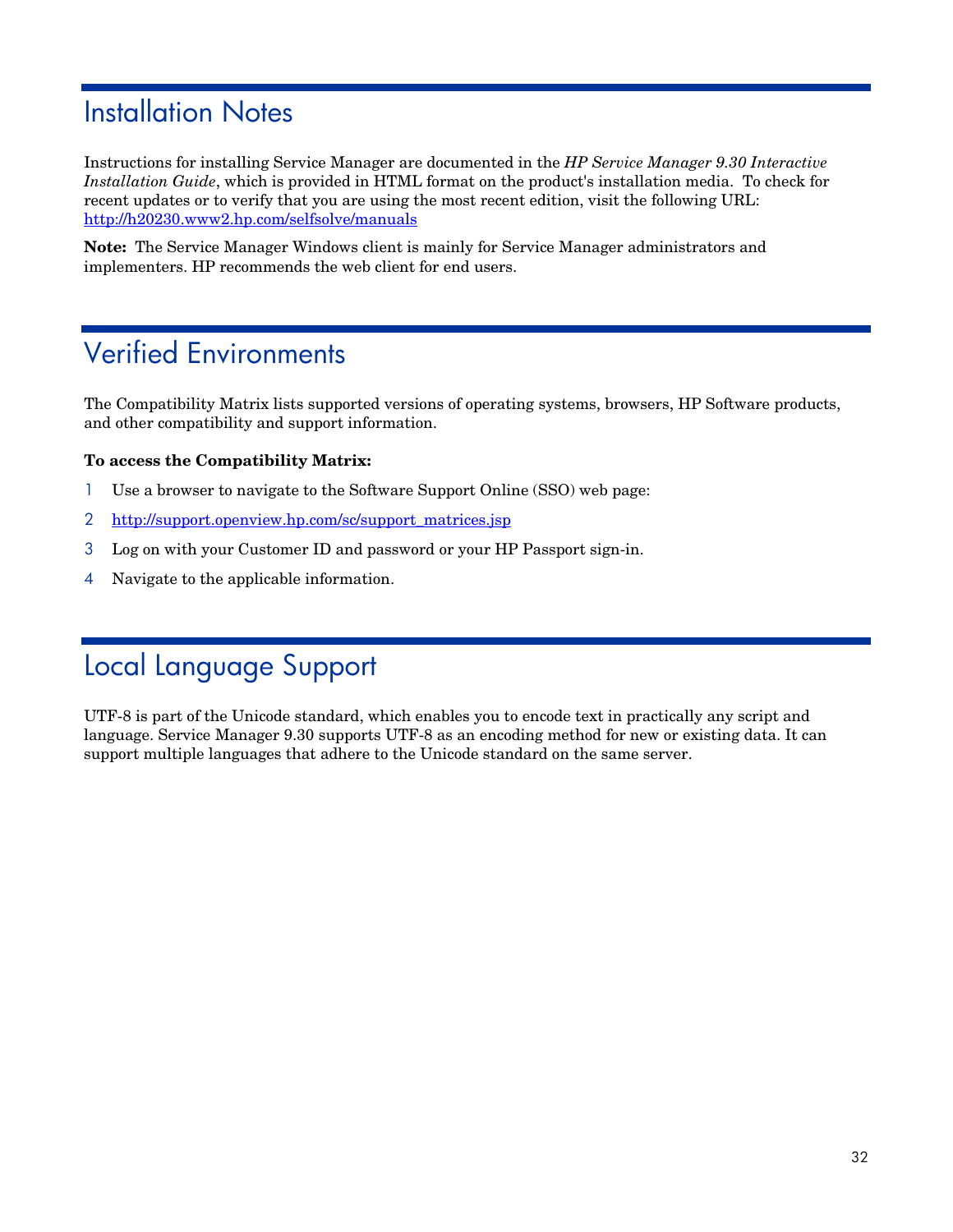# Installation Notes

Instructions for installing Service Manager are documented in the *HP Service Manager 9.30 Interactive Installation Guide*, which is provided in HTML format on the product's installation media. To check for recent updates or to verify that you are using the most recent edition, visit the following URL: http://h20230.www2.hp.com/selfsolve/manuals

**Note:** The Service Manager Windows client is mainly for Service Manager administrators and implementers. HP recommends the web client for end users.

# Verified Environments

The Compatibility Matrix lists supported versions of operating systems, browsers, HP Software products, and other compatibility and support information.

**To access the Compatibility Matrix:**

1. Use a browser to navigate to the Software Support Online (SSO) web page:
2. http://support.openview.hp.com/sc/support_matrices.jsp
3. Log on with your Customer ID and password or your HP Passport sign-in.
4. Navigate to the applicable information.

# Local Language Support

UTF-8 is part of the Unicode standard, which enables you to encode text in practically any script and language. Service Manager 9.30 supports UTF-8 as an encoding method for new or existing data. It can support multiple languages that adhere to the Unicode standard on the same server.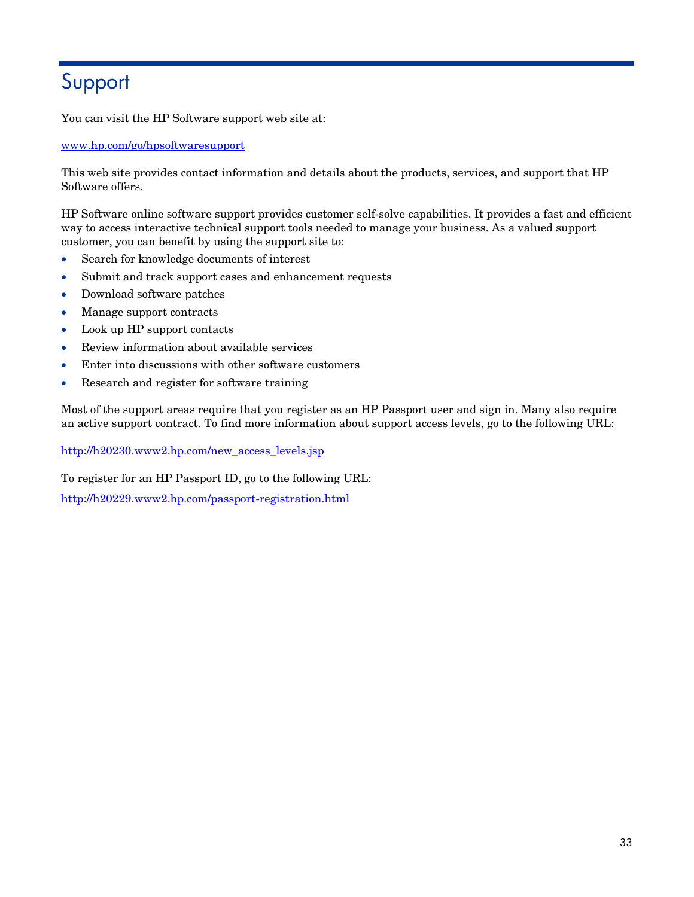# Support

You can visit the HP Software support web site at:

www.hp.com/go/hpsoftwaresupport

This web site provides contact information and details about the products, services, and support that HP Software offers.

HP Software online software support provides customer self-solve capabilities. It provides a fast and efficient way to access interactive technical support tools needed to manage your business. As a valued support customer, you can benefit by using the support site to:

- Search for knowledge documents of interest
- Submit and track support cases and enhancement requests
- Download software patches
- Manage support contracts
- Look up HP support contacts
- Review information about available services
- Enter into discussions with other software customers
- Research and register for software training

Most of the support areas require that you register as an HP Passport user and sign in. Many also require an active support contract. To find more information about support access levels, go to the following URL:

http://h20230.www2.hp.com/new_access_levels.jsp

To register for an HP Passport ID, go to the following URL:

http://h20229.www2.hp.com/passport-registration.html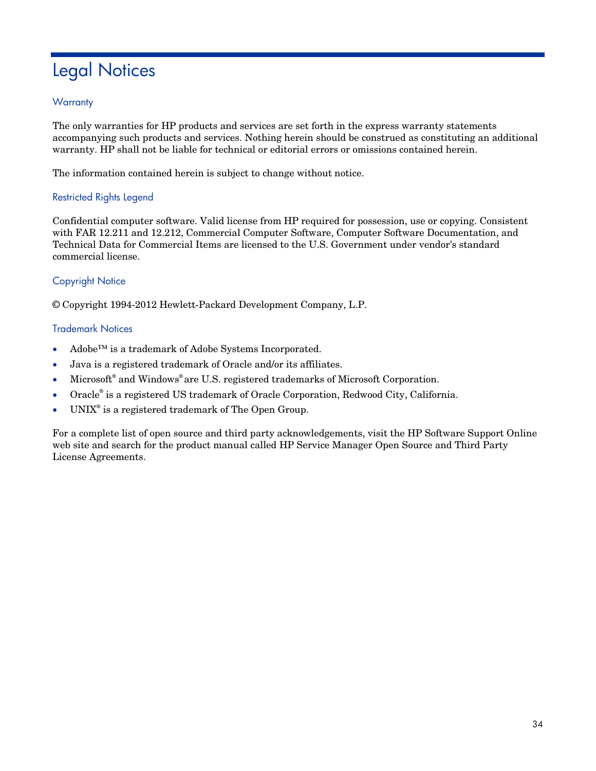# Legal Notices

## Warranty

The only warranties for HP products and services are set forth in the express warranty statements accompanying such products and services. Nothing herein should be construed as constituting an additional warranty. HP shall not be liable for technical or editorial errors or omissions contained herein.

The information contained herein is subject to change without notice.

## Restricted Rights Legend

Confidential computer software. Valid license from HP required for possession, use or copying. Consistent with FAR 12.211 and 12.212, Commercial Computer Software, Computer Software Documentation, and Technical Data for Commercial Items are licensed to the U.S. Government under vendor's standard commercial license.

## Copyright Notice

© Copyright 1994-2012 Hewlett-Packard Development Company, L.P.

## Trademark Notices

- Adobe™ is a trademark of Adobe Systems Incorporated.
- Java is a registered trademark of Oracle and/or its affiliates.
- Microsoft® and Windows® are U.S. registered trademarks of Microsoft Corporation.
- Oracle® is a registered US trademark of Oracle Corporation, Redwood City, California.
- UNIX® is a registered trademark of The Open Group.

For a complete list of open source and third party acknowledgements, visit the HP Software Support Online web site and search for the product manual called HP Service Manager Open Source and Third Party License Agreements.